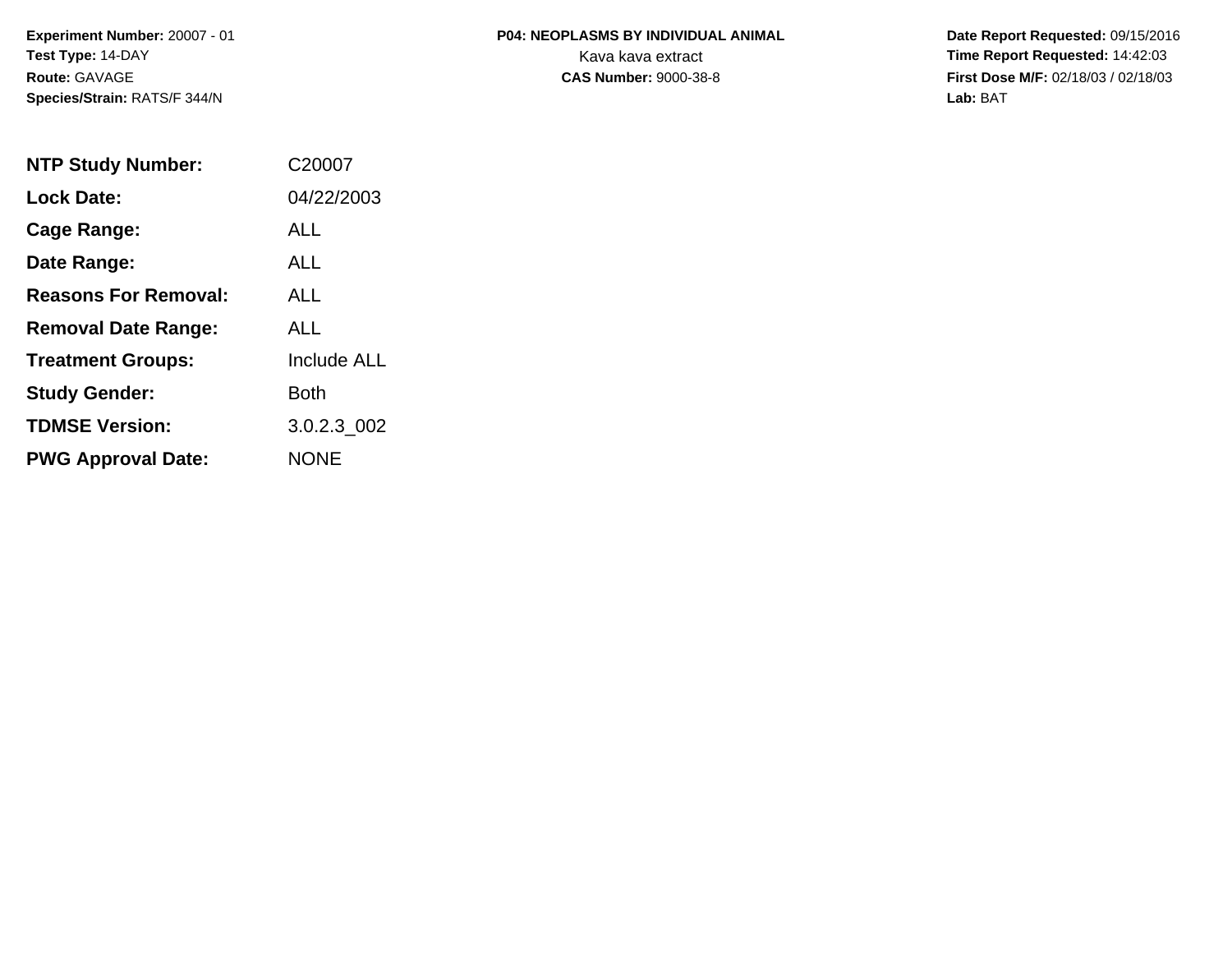**Experiment Number:** 20007 - 01
**Test Type:** 14-DAY
**Route:** GAVAGE
**Species/Strain:** RATS/F 344/N

**P04: NEOPLASMS BY INDIVIDUAL ANIMAL**
Kava kava extract
**CAS Number:** 9000-38-8

**Date Report Requested:** 09/15/2016
**Time Report Requested:** 14:42:03
**First Dose M/F:** 02/18/03 / 02/18/03
**Lab:** BAT

| | |
|---|---|
| **NTP Study Number:** | C20007 |
| **Lock Date:** | 04/22/2003 |
| **Cage Range:** | ALL |
| **Date Range:** | ALL |
| **Reasons For Removal:** | ALL |
| **Removal Date Range:** | ALL |
| **Treatment Groups:** | Include ALL |
| **Study Gender:** | Both |
| **TDMSE Version:** | 3.0.2.3_002 |
| **PWG Approval Date:** | NONE |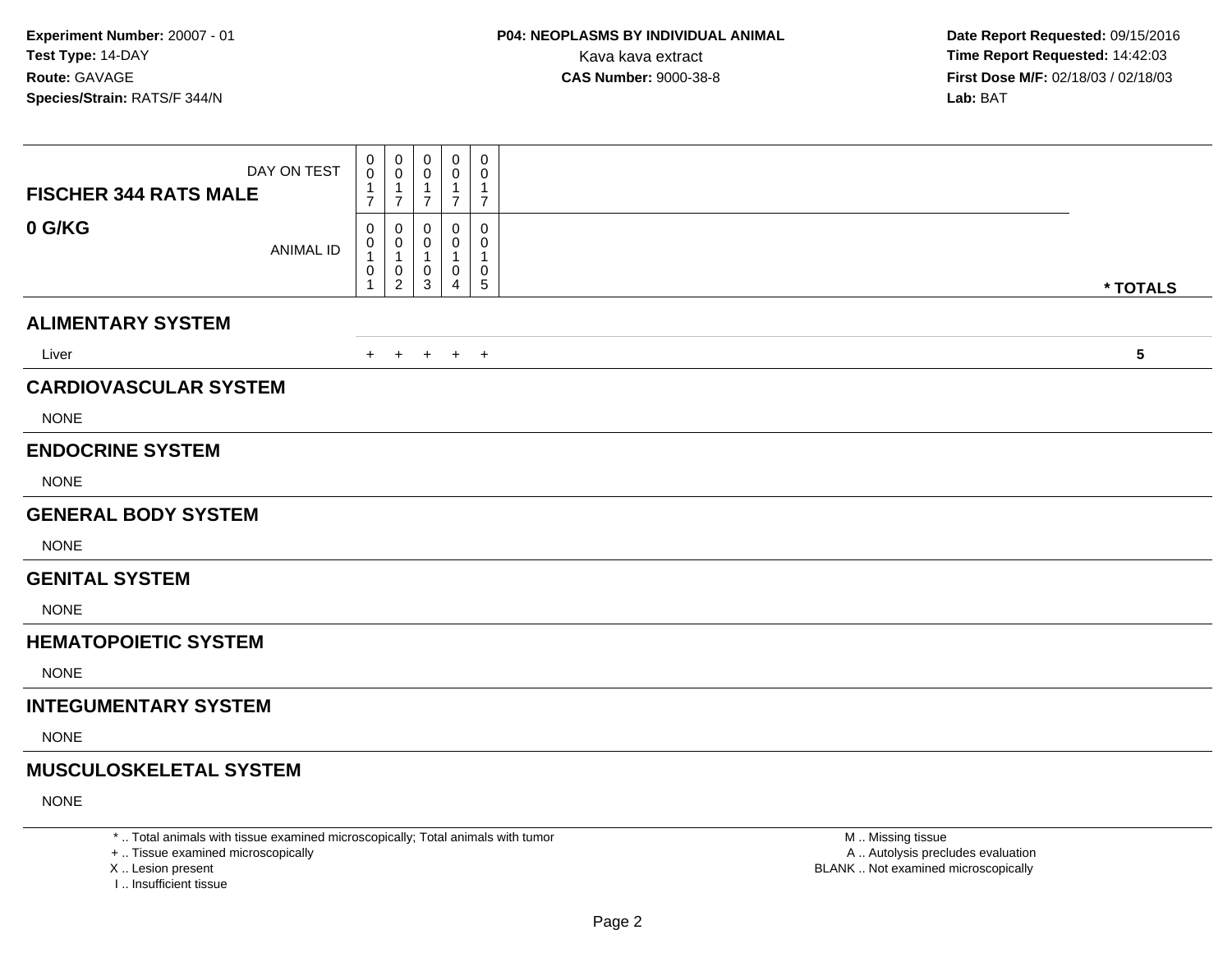**Experiment Number:** 20007 - 01
**Test Type:** 14-DAY
**Route:** GAVAGE
**Species/Strain:** RATS/F 344/N

**P04: NEOPLASMS BY INDIVIDUAL ANIMAL**
Kava kava extract
**CAS Number:** 9000-38-8

**Date Report Requested:** 09/15/2016
**Time Report Requested:** 14:42:03
**First Dose M/F:** 02/18/03 / 02/18/03
**Lab:** BAT

| **FISCHER 344 RATS MALE** DAY ON TEST | 0017 | 0017 | 0017 | 0017 | 0017 | |
|---|---|---|---|---|---|---|
| **0 G/KG** ANIMAL ID | 00101 | 00102 | 00103 | 00104 | 00105 | *** TOTALS** |
| **ALIMENTARY SYSTEM** | | | | | | |
| Liver | + | + | + | + | + | **5** |
| **CARDIOVASCULAR SYSTEM** | | | | | | |
| NONE | | | | | | |
| **ENDOCRINE SYSTEM** | | | | | | |
| NONE | | | | | | |
| **GENERAL BODY SYSTEM** | | | | | | |
| NONE | | | | | | |
| **GENITAL SYSTEM** | | | | | | |
| NONE | | | | | | |
| **HEMATOPOIETIC SYSTEM** | | | | | | |
| NONE | | | | | | |
| **INTEGUMENTARY SYSTEM** | | | | | | |
| NONE | | | | | | |
| **MUSCULOSKELETAL SYSTEM** | | | | | | |
| NONE | | | | | | |

* .. Total animals with tissue examined microscopically; Total animals with tumor
+ .. Tissue examined microscopically
X .. Lesion present
I .. Insufficient tissue

M .. Missing tissue
A .. Autolysis precludes evaluation
BLANK .. Not examined microscopically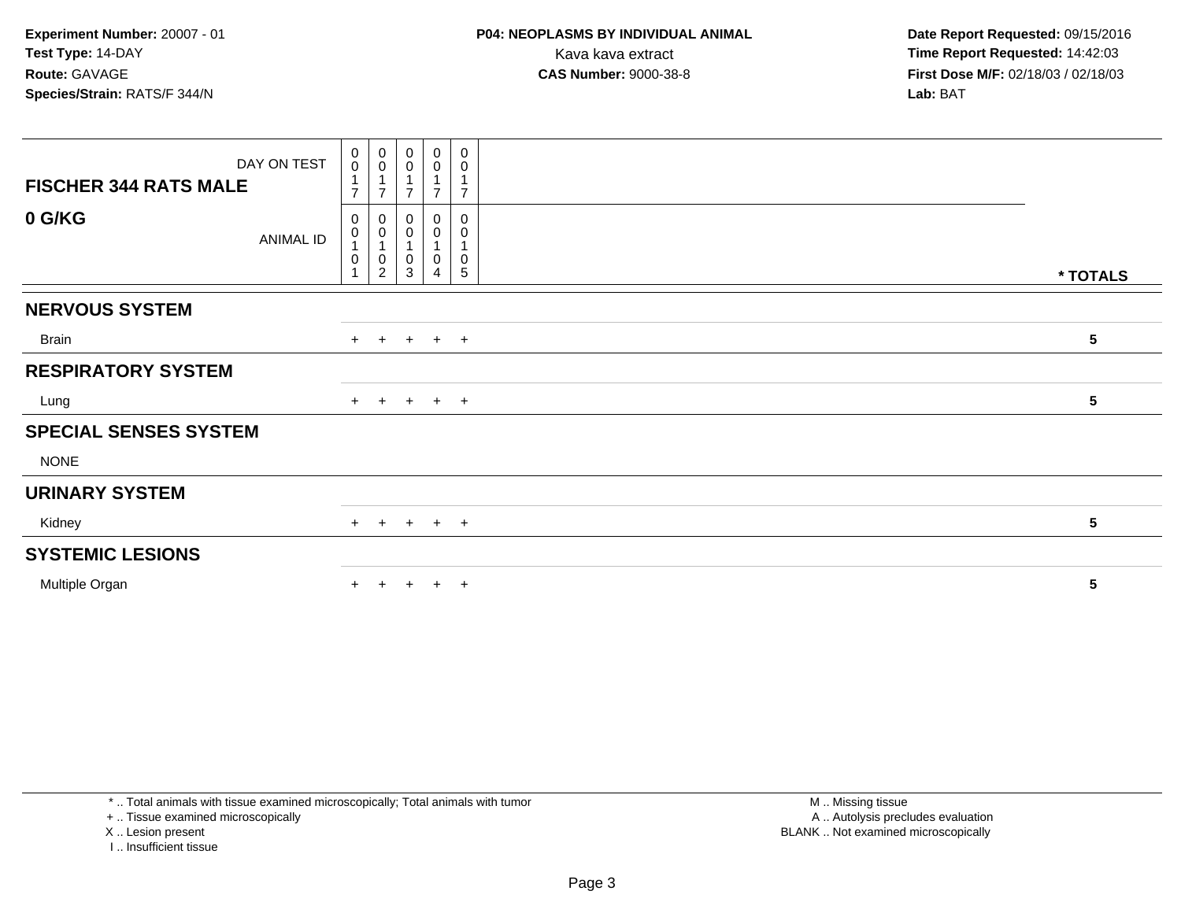**Experiment Number:** 20007 - 01
**Test Type:** 14-DAY
**Route:** GAVAGE
**Species/Strain:** RATS/F 344/N

**P04: NEOPLASMS BY INDIVIDUAL ANIMAL**
Kava kava extract
**CAS Number:** 9000-38-8

**Date Report Requested:** 09/15/2016
**Time Report Requested:** 14:42:03
**First Dose M/F:** 02/18/03 / 02/18/03
**Lab:** BAT

| **FISCHER 344 RATS MALE** DAY ON TEST | 0017 | 0017 | 0017 | 0017 | 0017 | |
|---|---|---|---|---|---|---|
| **0 G/KG** ANIMAL ID | 00101 | 00102 | 00103 | 00104 | 00105 | *** TOTALS** |
| **NERVOUS SYSTEM** | | | | | | |
| Brain | + | + | + | + | + | **5** |
| **RESPIRATORY SYSTEM** | | | | | | |
| Lung | + | + | + | + | + | **5** |
| **SPECIAL SENSES SYSTEM** | | | | | | |
| NONE | | | | | | |
| **URINARY SYSTEM** | | | | | | |
| Kidney | + | + | + | + | + | **5** |
| **SYSTEMIC LESIONS** | | | | | | |
| Multiple Organ | + | + | + | + | + | **5** |

* .. Total animals with tissue examined microscopically; Total animals with tumor
+ .. Tissue examined microscopically
X .. Lesion present
I .. Insufficient tissue

M .. Missing tissue
A .. Autolysis precludes evaluation
BLANK .. Not examined microscopically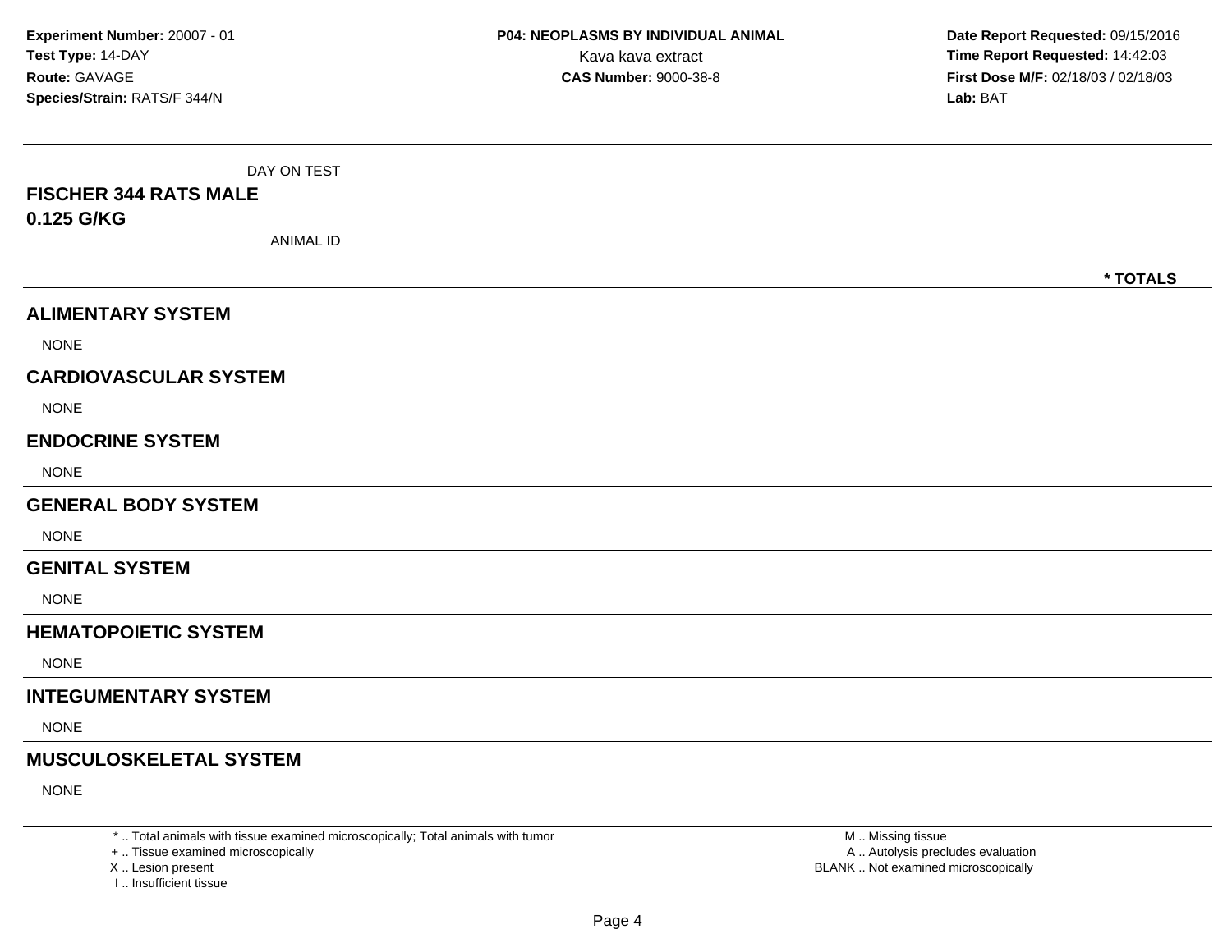**Experiment Number:** 20007 - 01
**Test Type:** 14-DAY
**Route:** GAVAGE
**Species/Strain:** RATS/F 344/N

**P04: NEOPLASMS BY INDIVIDUAL ANIMAL**
Kava kava extract
**CAS Number:** 9000-38-8

**Date Report Requested:** 09/15/2016
**Time Report Requested:** 14:42:03
**First Dose M/F:** 02/18/03 / 02/18/03
**Lab:** BAT

| DAY ON TEST | |
|---|---|
| **FISCHER 344 RATS MALE** | |
| **0.125 G/KG** | |
| ANIMAL ID | |
| | *** TOTALS** |

## ALIMENTARY SYSTEM

NONE

## CARDIOVASCULAR SYSTEM

NONE

## ENDOCRINE SYSTEM

NONE

## GENERAL BODY SYSTEM

NONE

## GENITAL SYSTEM

NONE

## HEMATOPOIETIC SYSTEM

NONE

## INTEGUMENTARY SYSTEM

NONE

## MUSCULOSKELETAL SYSTEM

NONE

* .. Total animals with tissue examined microscopically; Total animals with tumor
+ .. Tissue examined microscopically
X .. Lesion present
I .. Insufficient tissue

M .. Missing tissue
A .. Autolysis precludes evaluation
BLANK .. Not examined microscopically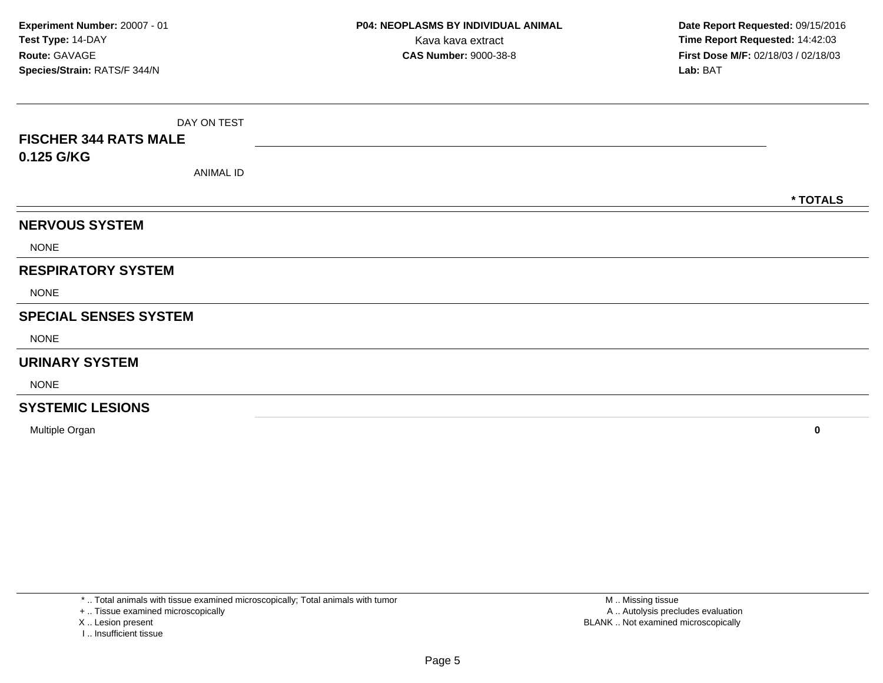**Experiment Number:** 20007 - 01
**Test Type:** 14-DAY
**Route:** GAVAGE
**Species/Strain:** RATS/F 344/N

**P04: NEOPLASMS BY INDIVIDUAL ANIMAL**
Kava kava extract
**CAS Number:** 9000-38-8

**Date Report Requested:** 09/15/2016
**Time Report Requested:** 14:42:03
**First Dose M/F:** 02/18/03 / 02/18/03
**Lab:** BAT

| DAY ON TEST<br>**FISCHER 344 RATS MALE**<br>**0.125 G/KG**<br>ANIMAL ID | **\* TOTALS** |
|---|---|
| **NERVOUS SYSTEM** | |
| NONE | |
| **RESPIRATORY SYSTEM** | |
| NONE | |
| **SPECIAL SENSES SYSTEM** | |
| NONE | |
| **URINARY SYSTEM** | |
| NONE | |
| **SYSTEMIC LESIONS** | |
| Multiple Organ | **0** |

\* .. Total animals with tissue examined microscopically; Total animals with tumor
\+ .. Tissue examined microscopically
X .. Lesion present
I .. Insufficient tissue

M .. Missing tissue
A .. Autolysis precludes evaluation
BLANK .. Not examined microscopically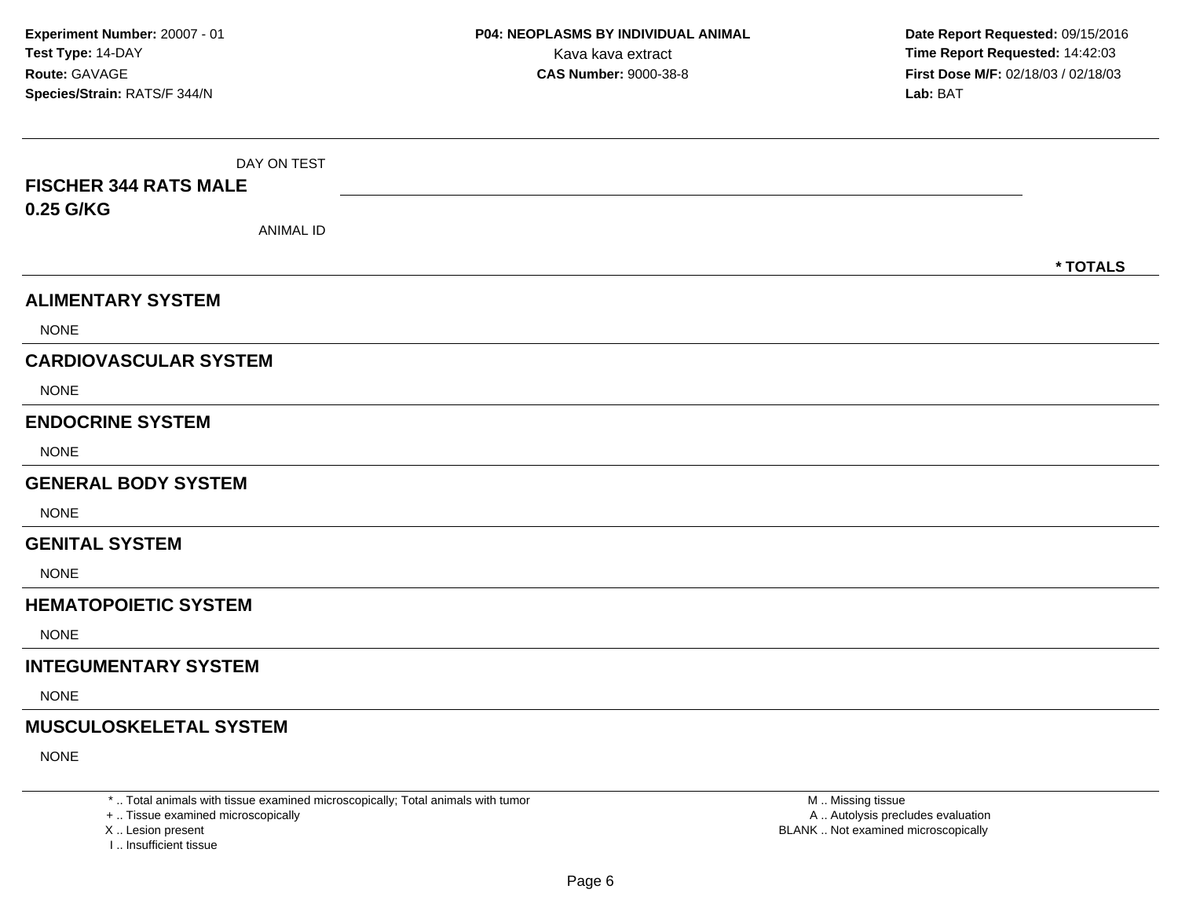**Experiment Number:** 20007 - 01
**Test Type:** 14-DAY
**Route:** GAVAGE
**Species/Strain:** RATS/F 344/N

**P04: NEOPLASMS BY INDIVIDUAL ANIMAL**
Kava kava extract
**CAS Number:** 9000-38-8

**Date Report Requested:** 09/15/2016
**Time Report Requested:** 14:42:03
**First Dose M/F:** 02/18/03 / 02/18/03
**Lab:** BAT

DAY ON TEST

**FISCHER 344 RATS MALE**
**0.25 G/KG**

ANIMAL ID

**\* TOTALS**

## ALIMENTARY SYSTEM

NONE

## CARDIOVASCULAR SYSTEM

NONE

## ENDOCRINE SYSTEM

NONE

## GENERAL BODY SYSTEM

NONE

## GENITAL SYSTEM

NONE

## HEMATOPOIETIC SYSTEM

NONE

## INTEGUMENTARY SYSTEM

NONE

## MUSCULOSKELETAL SYSTEM

NONE

\* .. Total animals with tissue examined microscopically; Total animals with tumor
\+ .. Tissue examined microscopically
X .. Lesion present
I .. Insufficient tissue

M .. Missing tissue
A .. Autolysis precludes evaluation
BLANK .. Not examined microscopically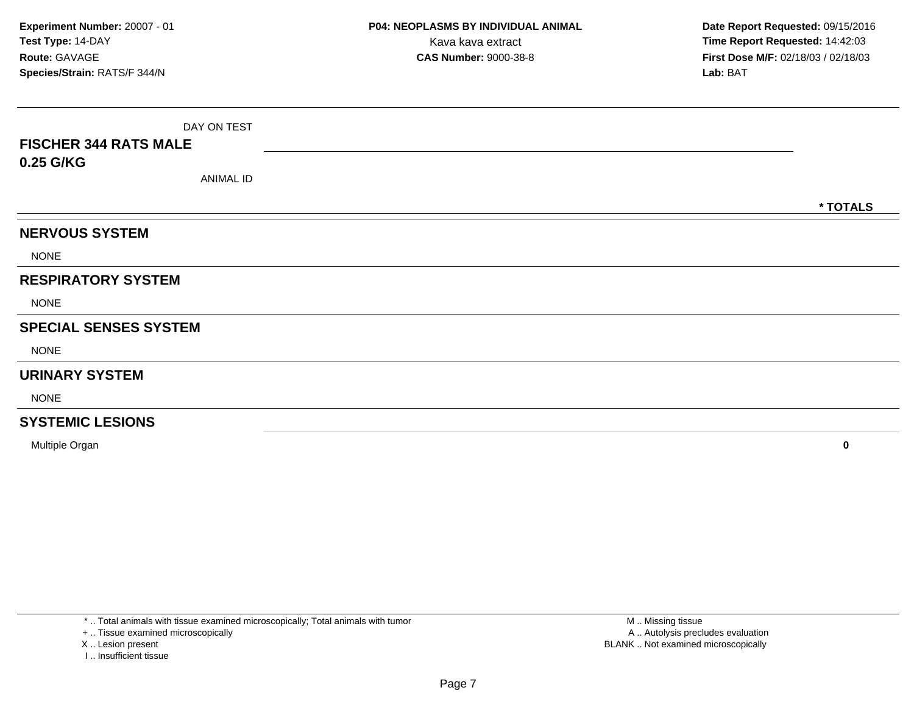**Experiment Number:** 20007 - 01
**Test Type:** 14-DAY
**Route:** GAVAGE
**Species/Strain:** RATS/F 344/N

**P04: NEOPLASMS BY INDIVIDUAL ANIMAL**
Kava kava extract
**CAS Number:** 9000-38-8

**Date Report Requested:** 09/15/2016
**Time Report Requested:** 14:42:03
**First Dose M/F:** 02/18/03 / 02/18/03
**Lab:** BAT

| FISCHER 344 RATS MALE 0.25 G/KG | DAY ON TEST / ANIMAL ID | * TOTALS |
|---|---|---|
| **NERVOUS SYSTEM** | | |
| NONE | | |
| **RESPIRATORY SYSTEM** | | |
| NONE | | |
| **SPECIAL SENSES SYSTEM** | | |
| NONE | | |
| **URINARY SYSTEM** | | |
| NONE | | |
| **SYSTEMIC LESIONS** | | |
| Multiple Organ | | 0 |

* .. Total animals with tissue examined microscopically; Total animals with tumor
+ .. Tissue examined microscopically
X .. Lesion present
I .. Insufficient tissue

M .. Missing tissue
A .. Autolysis precludes evaluation
BLANK .. Not examined microscopically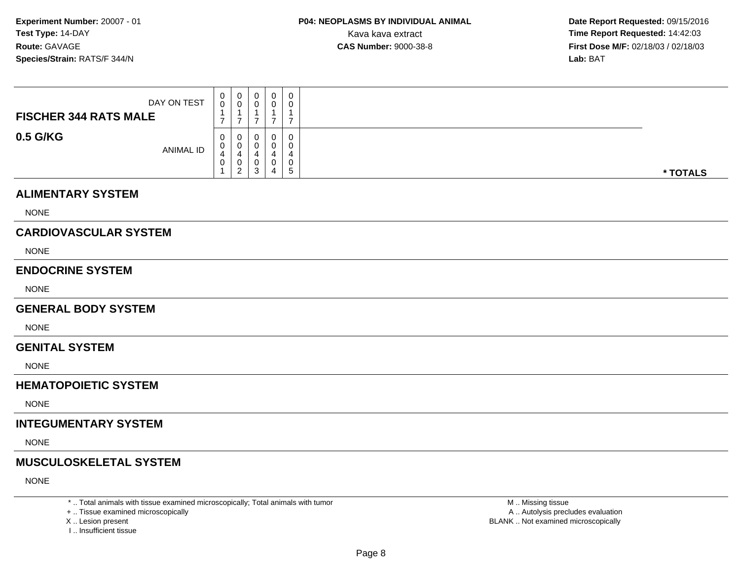**Experiment Number:** 20007 - 01
**Test Type:** 14-DAY
**Route:** GAVAGE
**Species/Strain:** RATS/F 344/N

**P04: NEOPLASMS BY INDIVIDUAL ANIMAL**
Kava kava extract
**CAS Number:** 9000-38-8

**Date Report Requested:** 09/15/2016
**Time Report Requested:** 14:42:03
**First Dose M/F:** 02/18/03 / 02/18/03
**Lab:** BAT

| **FISCHER 344 RATS MALE** DAY ON TEST | 0017 | 0017 | 0017 | 0017 | 0017 | |
|---|---|---|---|---|---|---|
| **0.5 G/KG** ANIMAL ID | 00401 | 00402 | 00403 | 00404 | 00405 | *** TOTALS** |

## ALIMENTARY SYSTEM

NONE

## CARDIOVASCULAR SYSTEM

NONE

## ENDOCRINE SYSTEM

NONE

## GENERAL BODY SYSTEM

NONE

## GENITAL SYSTEM

NONE

## HEMATOPOIETIC SYSTEM

NONE

## INTEGUMENTARY SYSTEM

NONE

## MUSCULOSKELETAL SYSTEM

NONE

* .. Total animals with tissue examined microscopically; Total animals with tumor
+ .. Tissue examined microscopically
X .. Lesion present
I .. Insufficient tissue

M .. Missing tissue
A .. Autolysis precludes evaluation
BLANK .. Not examined microscopically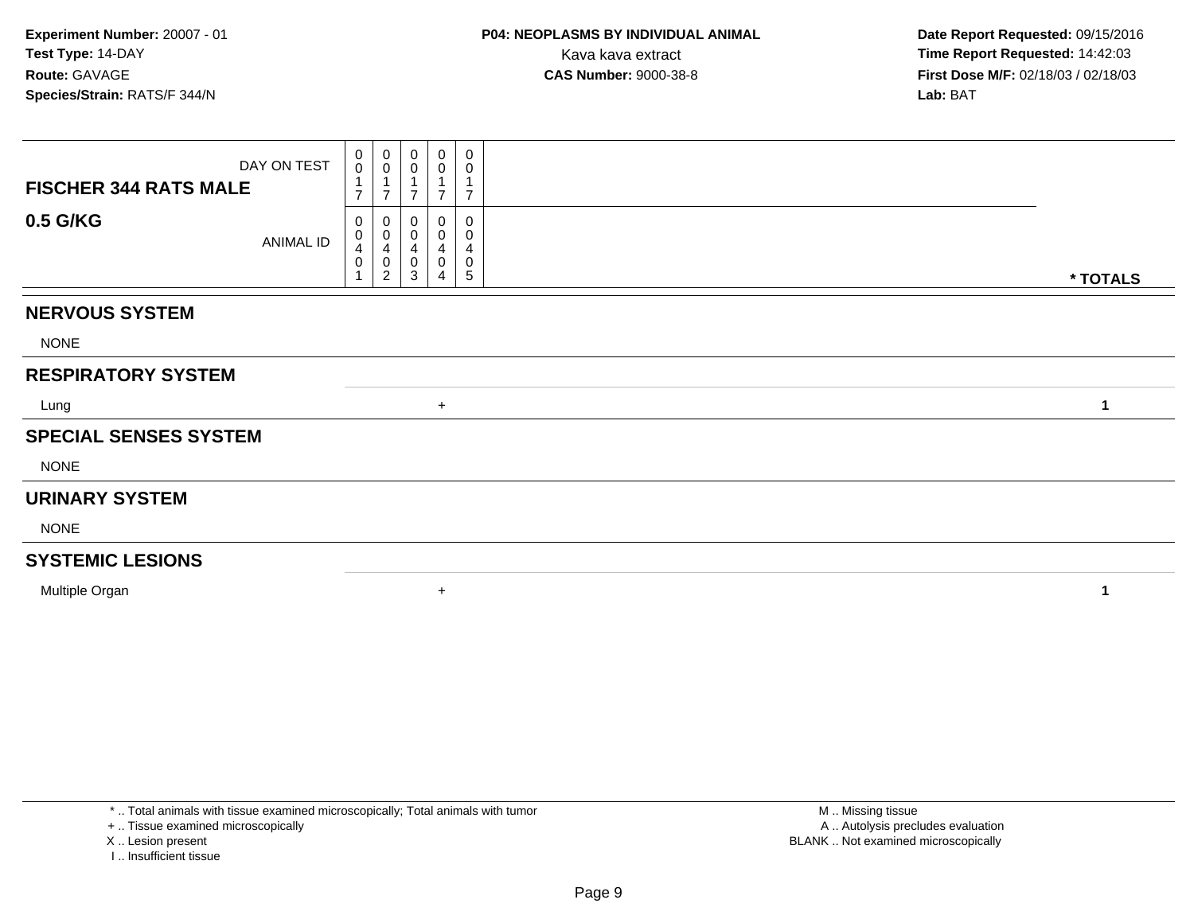**Experiment Number:** 20007 - 01
**Test Type:** 14-DAY
**Route:** GAVAGE
**Species/Strain:** RATS/F 344/N

**P04: NEOPLASMS BY INDIVIDUAL ANIMAL**
Kava kava extract
**CAS Number:** 9000-38-8

**Date Report Requested:** 09/15/2016
**Time Report Requested:** 14:42:03
**First Dose M/F:** 02/18/03 / 02/18/03
**Lab:** BAT

| FISCHER 344 RATS MALE — DAY ON TEST | 0017 | 0017 | 0017 | 0017 | 0017 | |
|---|---|---|---|---|---|---|
| **0.5 G/KG** — ANIMAL ID | 00401 | 00402 | 00403 | 00404 | 00405 | *** TOTALS** |
| **NERVOUS SYSTEM** | | | | | | |
| NONE | | | | | | |
| **RESPIRATORY SYSTEM** | | | | | | |
| Lung | | | | + | | **1** |
| **SPECIAL SENSES SYSTEM** | | | | | | |
| NONE | | | | | | |
| **URINARY SYSTEM** | | | | | | |
| NONE | | | | | | |
| **SYSTEMIC LESIONS** | | | | | | |
| Multiple Organ | | | | + | | **1** |

\* .. Total animals with tissue examined microscopically; Total animals with tumor
\+ .. Tissue examined microscopically
X .. Lesion present
I .. Insufficient tissue

M .. Missing tissue
A .. Autolysis precludes evaluation
BLANK .. Not examined microscopically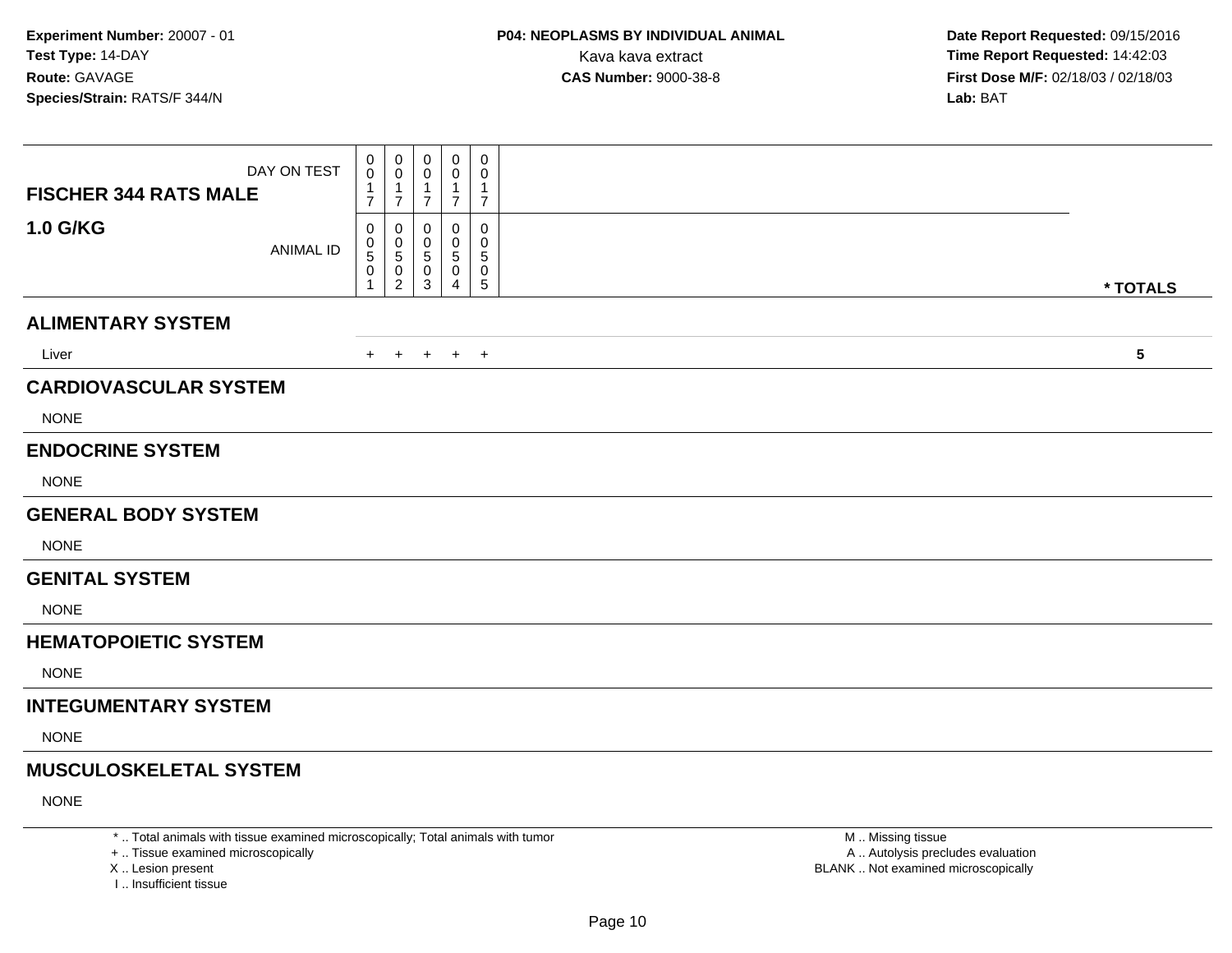**Experiment Number:** 20007 - 01
**Test Type:** 14-DAY
**Route:** GAVAGE
**Species/Strain:** RATS/F 344/N

**P04: NEOPLASMS BY INDIVIDUAL ANIMAL**
Kava kava extract
**CAS Number:** 9000-38-8

**Date Report Requested:** 09/15/2016
**Time Report Requested:** 14:42:03
**First Dose M/F:** 02/18/03 / 02/18/03
**Lab:** BAT

| FISCHER 344 RATS MALE 1.0 G/KG | | | | | | |
|---|---|---|---|---|---|---|
| DAY ON TEST | 0017 | 0017 | 0017 | 0017 | 0017 | |
| ANIMAL ID | 00501 | 00502 | 00503 | 00504 | 00505 | * TOTALS |
| **ALIMENTARY SYSTEM** | | | | | | |
| Liver | + | + | + | + | + | 5 |
| **CARDIOVASCULAR SYSTEM** | | | | | | |
| NONE | | | | | | |
| **ENDOCRINE SYSTEM** | | | | | | |
| NONE | | | | | | |
| **GENERAL BODY SYSTEM** | | | | | | |
| NONE | | | | | | |
| **GENITAL SYSTEM** | | | | | | |
| NONE | | | | | | |
| **HEMATOPOIETIC SYSTEM** | | | | | | |
| NONE | | | | | | |
| **INTEGUMENTARY SYSTEM** | | | | | | |
| NONE | | | | | | |
| **MUSCULOSKELETAL SYSTEM** | | | | | | |
| NONE | | | | | | |

* .. Total animals with tissue examined microscopically; Total animals with tumor
+ .. Tissue examined microscopically
X .. Lesion present
I .. Insufficient tissue

M .. Missing tissue
A .. Autolysis precludes evaluation
BLANK .. Not examined microscopically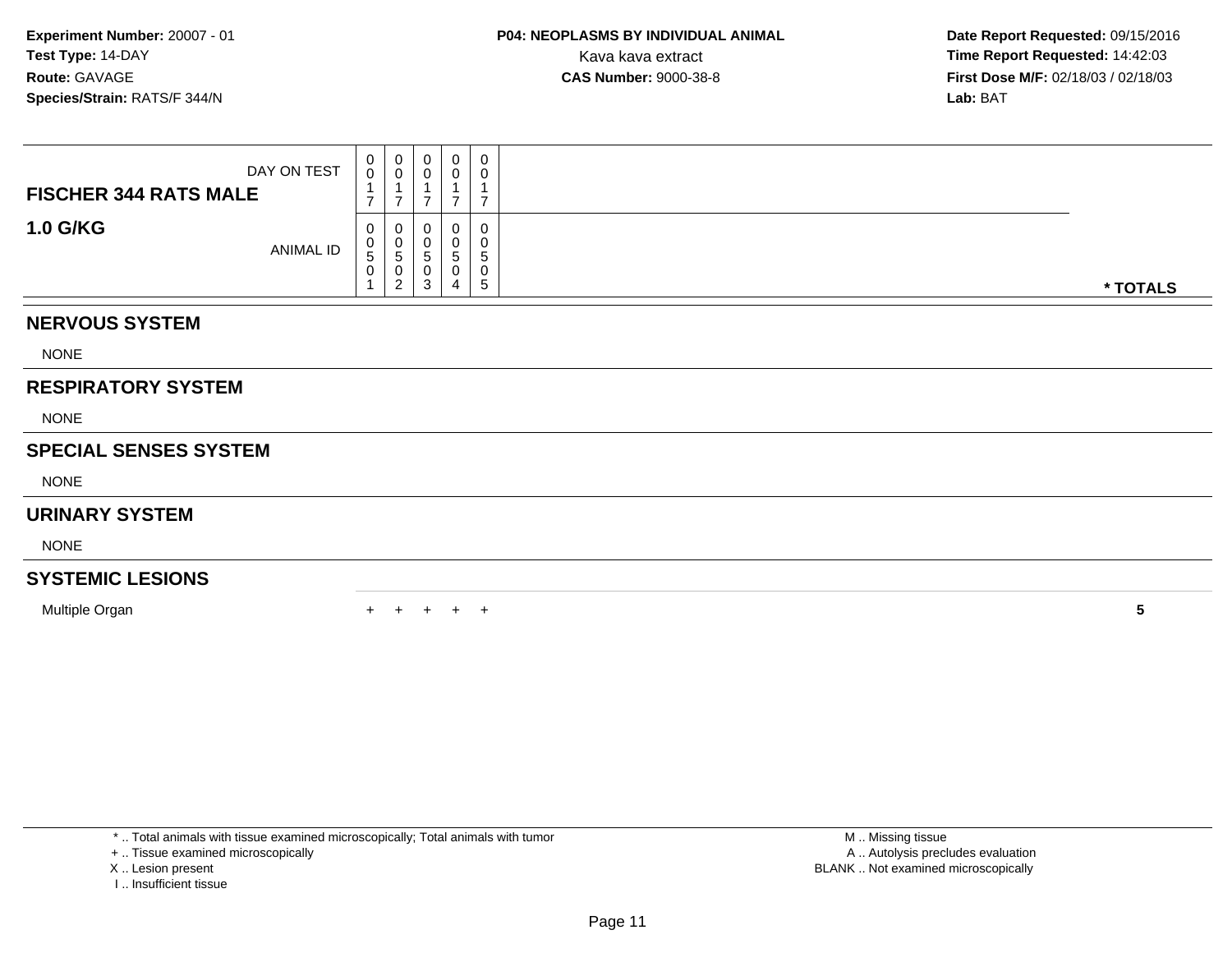**Experiment Number:** 20007 - 01
**Test Type:** 14-DAY
**Route:** GAVAGE
**Species/Strain:** RATS/F 344/N

**P04: NEOPLASMS BY INDIVIDUAL ANIMAL**
Kava kava extract
**CAS Number:** 9000-38-8

**Date Report Requested:** 09/15/2016
**Time Report Requested:** 14:42:03
**First Dose M/F:** 02/18/03 / 02/18/03
**Lab:** BAT

| **FISCHER 344 RATS MALE** DAY ON TEST | 0017 | 0017 | 0017 | 0017 | 0017 | |
|---|---|---|---|---|---|---|
| **1.0 G/KG** ANIMAL ID | 00501 | 00502 | 00503 | 00504 | 00505 | *** TOTALS** |
| **NERVOUS SYSTEM** | | | | | | |
| NONE | | | | | | |
| **RESPIRATORY SYSTEM** | | | | | | |
| NONE | | | | | | |
| **SPECIAL SENSES SYSTEM** | | | | | | |
| NONE | | | | | | |
| **URINARY SYSTEM** | | | | | | |
| NONE | | | | | | |
| **SYSTEMIC LESIONS** | | | | | | |
| Multiple Organ | + | + | + | + | + | **5** |

* .. Total animals with tissue examined microscopically; Total animals with tumor
+ .. Tissue examined microscopically
X .. Lesion present
I .. Insufficient tissue

M .. Missing tissue
A .. Autolysis precludes evaluation
BLANK .. Not examined microscopically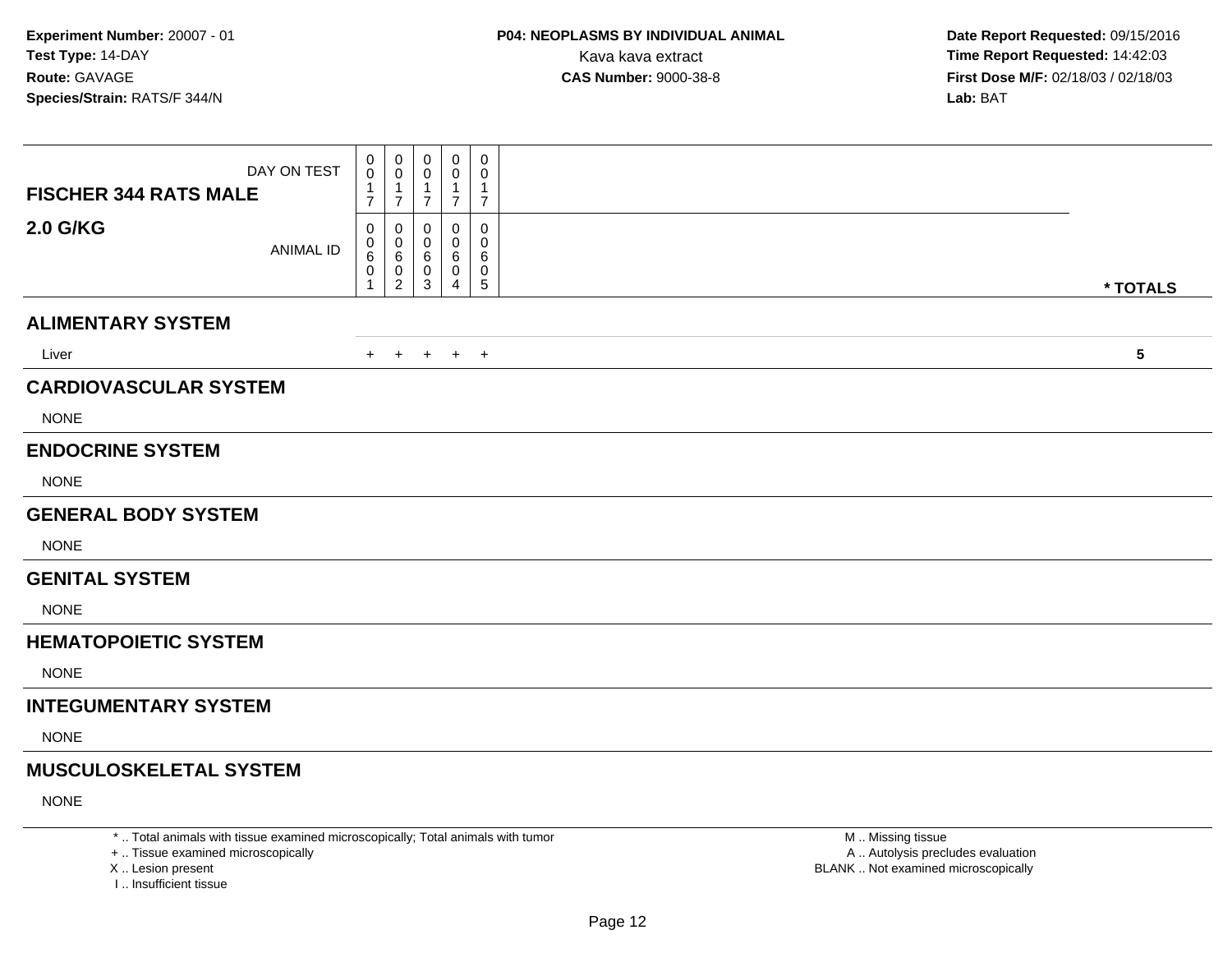**Experiment Number:** 20007 - 01
**Test Type:** 14-DAY
**Route:** GAVAGE
**Species/Strain:** RATS/F 344/N

**P04: NEOPLASMS BY INDIVIDUAL ANIMAL**
Kava kava extract
**CAS Number:** 9000-38-8

**Date Report Requested:** 09/15/2016
**Time Report Requested:** 14:42:03
**First Dose M/F:** 02/18/03 / 02/18/03
**Lab:** BAT

| FISCHER 344 RATS MALE 2.0 G/KG | | | | | | |
|---|---|---|---|---|---|---|
| DAY ON TEST | 0017 | 0017 | 0017 | 0017 | 0017 | |
| ANIMAL ID | 00601 | 00602 | 00603 | 00604 | 00605 | * TOTALS |
| **ALIMENTARY SYSTEM** | | | | | | |
| Liver | + | + | + | + | + | 5 |
| **CARDIOVASCULAR SYSTEM** | | | | | | |
| NONE | | | | | | |
| **ENDOCRINE SYSTEM** | | | | | | |
| NONE | | | | | | |
| **GENERAL BODY SYSTEM** | | | | | | |
| NONE | | | | | | |
| **GENITAL SYSTEM** | | | | | | |
| NONE | | | | | | |
| **HEMATOPOIETIC SYSTEM** | | | | | | |
| NONE | | | | | | |
| **INTEGUMENTARY SYSTEM** | | | | | | |
| NONE | | | | | | |
| **MUSCULOSKELETAL SYSTEM** | | | | | | |
| NONE | | | | | | |

\* .. Total animals with tissue examined microscopically; Total animals with tumor
\+ .. Tissue examined microscopically
X .. Lesion present
I .. Insufficient tissue

M .. Missing tissue
A .. Autolysis precludes evaluation
BLANK .. Not examined microscopically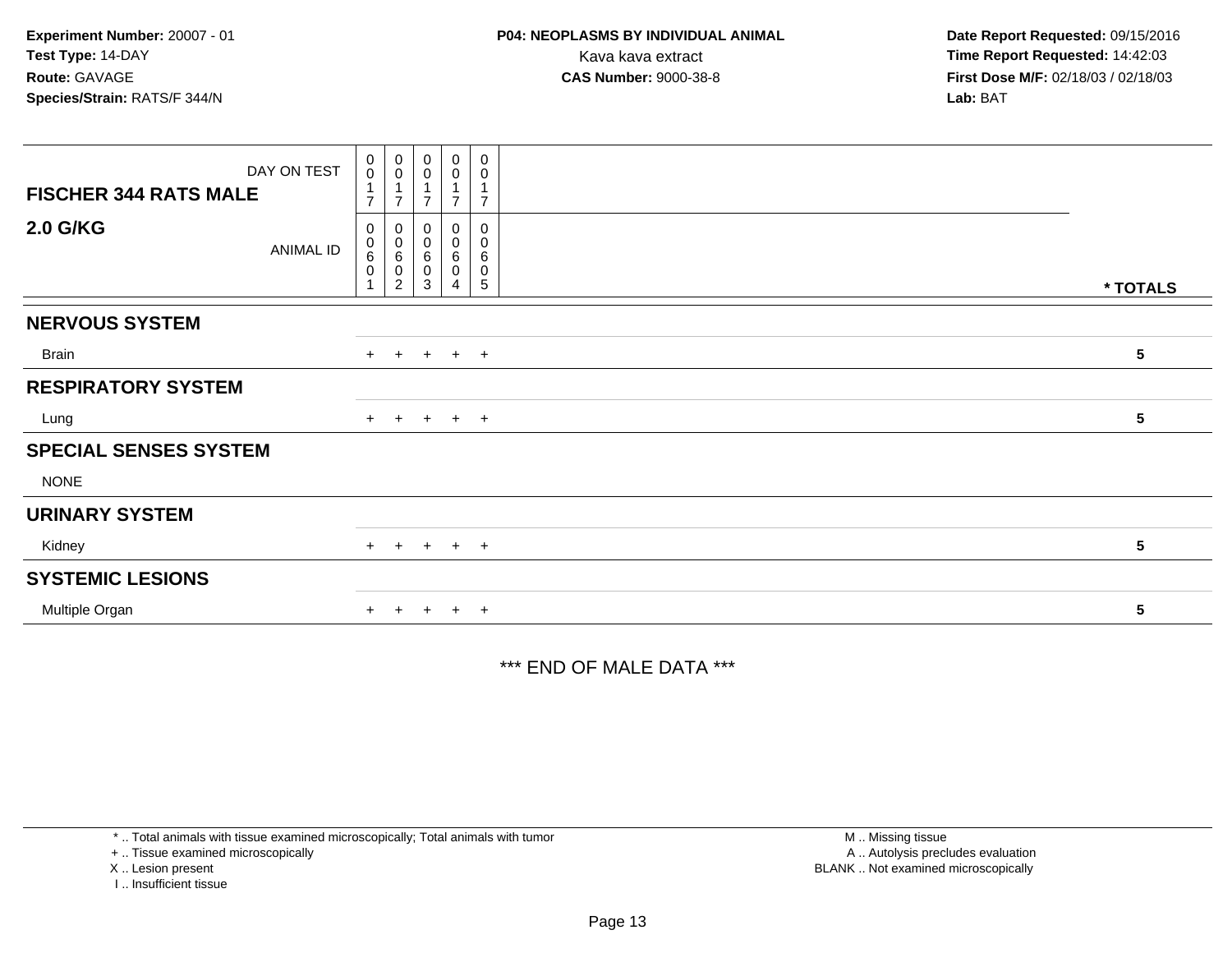**Experiment Number:** 20007 - 01
**Test Type:** 14-DAY
**Route:** GAVAGE
**Species/Strain:** RATS/F 344/N

**P04: NEOPLASMS BY INDIVIDUAL ANIMAL**
Kava kava extract
**CAS Number:** 9000-38-8

**Date Report Requested:** 09/15/2016
**Time Report Requested:** 14:42:03
**First Dose M/F:** 02/18/03 / 02/18/03
**Lab:** BAT

| FISCHER 344 RATS MALE 2.0 G/KG | DAY ON TEST | 0017 | 0017 | 0017 | 0017 | 0017 | |
|---|---|---|---|---|---|---|---|
| | ANIMAL ID | 00601 | 00602 | 00603 | 00604 | 00605 | * TOTALS |
| **NERVOUS SYSTEM** | | | | | | | |
| Brain | | + | + | + | + | + | 5 |
| **RESPIRATORY SYSTEM** | | | | | | | |
| Lung | | + | + | + | + | + | 5 |
| **SPECIAL SENSES SYSTEM** | | | | | | | |
| NONE | | | | | | | |
| **URINARY SYSTEM** | | | | | | | |
| Kidney | | + | + | + | + | + | 5 |
| **SYSTEMIC LESIONS** | | | | | | | |
| Multiple Organ | | + | + | + | + | + | 5 |

*** END OF MALE DATA ***

* .. Total animals with tissue examined microscopically; Total animals with tumor
+ .. Tissue examined microscopically
X .. Lesion present
I .. Insufficient tissue

M .. Missing tissue
A .. Autolysis precludes evaluation
BLANK .. Not examined microscopically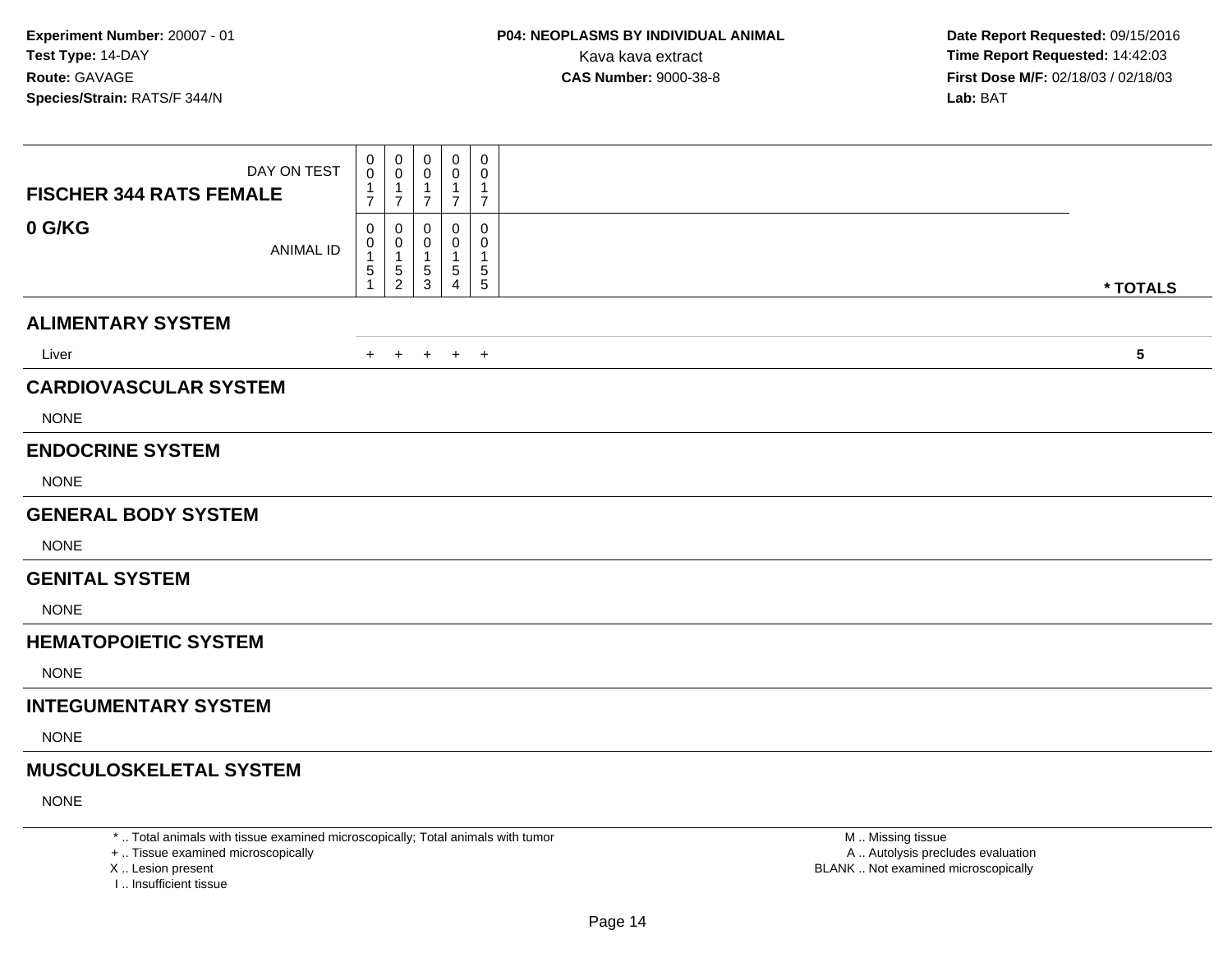**Experiment Number:** 20007 - 01
**Test Type:** 14-DAY
**Route:** GAVAGE
**Species/Strain:** RATS/F 344/N

**P04: NEOPLASMS BY INDIVIDUAL ANIMAL**
Kava kava extract
**CAS Number:** 9000-38-8

**Date Report Requested:** 09/15/2016
**Time Report Requested:** 14:42:03
**First Dose M/F:** 02/18/03 / 02/18/03
**Lab:** BAT

| FISCHER 344 RATS FEMALE / 0 G/KG | | | | | | |
|---|---|---|---|---|---|---|
| DAY ON TEST | 0017 | 0017 | 0017 | 0017 | 0017 | |
| ANIMAL ID | 00151 | 00152 | 00153 | 00154 | 00155 | * TOTALS |
| **ALIMENTARY SYSTEM** | | | | | | |
| Liver | + | + | + | + | + | 5 |
| **CARDIOVASCULAR SYSTEM** | | | | | | |
| NONE | | | | | | |
| **ENDOCRINE SYSTEM** | | | | | | |
| NONE | | | | | | |
| **GENERAL BODY SYSTEM** | | | | | | |
| NONE | | | | | | |
| **GENITAL SYSTEM** | | | | | | |
| NONE | | | | | | |
| **HEMATOPOIETIC SYSTEM** | | | | | | |
| NONE | | | | | | |
| **INTEGUMENTARY SYSTEM** | | | | | | |
| NONE | | | | | | |
| **MUSCULOSKELETAL SYSTEM** | | | | | | |
| NONE | | | | | | |

* .. Total animals with tissue examined microscopically; Total animals with tumor
+ .. Tissue examined microscopically
X .. Lesion present
I .. Insufficient tissue

M .. Missing tissue
A .. Autolysis precludes evaluation
BLANK .. Not examined microscopically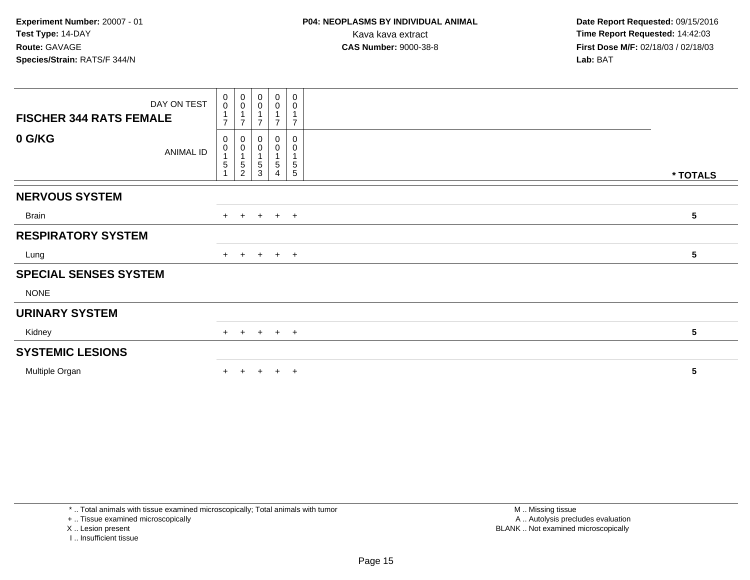**Experiment Number:** 20007 - 01
**Test Type:** 14-DAY
**Route:** GAVAGE
**Species/Strain:** RATS/F 344/N

**P04: NEOPLASMS BY INDIVIDUAL ANIMAL**
Kava kava extract
**CAS Number:** 9000-38-8

**Date Report Requested:** 09/15/2016
**Time Report Requested:** 14:42:03
**First Dose M/F:** 02/18/03 / 02/18/03
**Lab:** BAT

| FISCHER 344 RATS FEMALE / 0 G/KG | | | | | | |
|---|---|---|---|---|---|---|
| DAY ON TEST | 0017 | 0017 | 0017 | 0017 | 0017 | |
| ANIMAL ID | 00151 | 00152 | 00153 | 00154 | 00155 | * TOTALS |
| **NERVOUS SYSTEM** | | | | | | |
| Brain | + | + | + | + | + | 5 |
| **RESPIRATORY SYSTEM** | | | | | | |
| Lung | + | + | + | + | + | 5 |
| **SPECIAL SENSES SYSTEM** | | | | | | |
| NONE | | | | | | |
| **URINARY SYSTEM** | | | | | | |
| Kidney | + | + | + | + | + | 5 |
| **SYSTEMIC LESIONS** | | | | | | |
| Multiple Organ | + | + | + | + | + | 5 |

* .. Total animals with tissue examined microscopically; Total animals with tumor
+ .. Tissue examined microscopically
X .. Lesion present
I .. Insufficient tissue

M .. Missing tissue
A .. Autolysis precludes evaluation
BLANK .. Not examined microscopically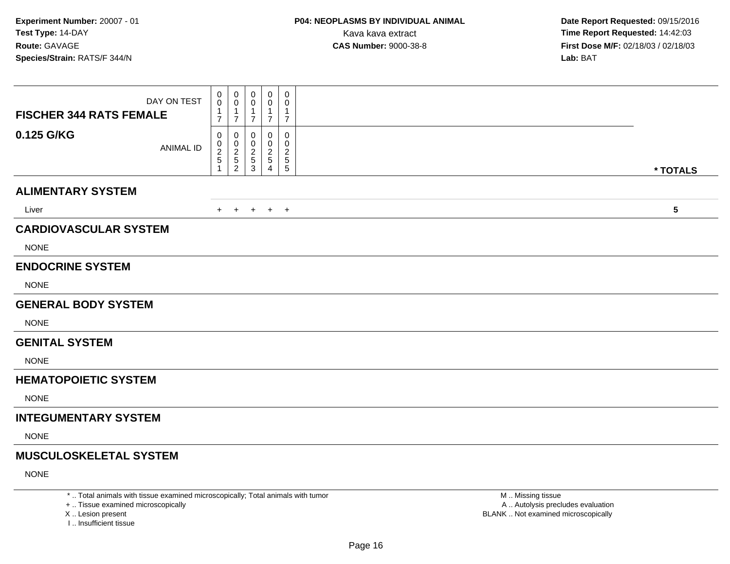**Experiment Number:** 20007 - 01
**Test Type:** 14-DAY
**Route:** GAVAGE
**Species/Strain:** RATS/F 344/N

**P04: NEOPLASMS BY INDIVIDUAL ANIMAL**
Kava kava extract
**CAS Number:** 9000-38-8

**Date Report Requested:** 09/15/2016
**Time Report Requested:** 14:42:03
**First Dose M/F:** 02/18/03 / 02/18/03
**Lab:** BAT

| **FISCHER 344 RATS FEMALE** DAY ON TEST | 0017 | 0017 | 0017 | 0017 | 0017 | |
|---|---|---|---|---|---|---|
| **0.125 G/KG** ANIMAL ID | 00251 | 00252 | 00253 | 00254 | 00255 | *** TOTALS** |
| **ALIMENTARY SYSTEM** | | | | | | |
| Liver | + | + | + | + | + | **5** |
| **CARDIOVASCULAR SYSTEM** | | | | | | |
| NONE | | | | | | |
| **ENDOCRINE SYSTEM** | | | | | | |
| NONE | | | | | | |
| **GENERAL BODY SYSTEM** | | | | | | |
| NONE | | | | | | |
| **GENITAL SYSTEM** | | | | | | |
| NONE | | | | | | |
| **HEMATOPOIETIC SYSTEM** | | | | | | |
| NONE | | | | | | |
| **INTEGUMENTARY SYSTEM** | | | | | | |
| NONE | | | | | | |
| **MUSCULOSKELETAL SYSTEM** | | | | | | |
| NONE | | | | | | |

* .. Total animals with tissue examined microscopically; Total animals with tumor
+ .. Tissue examined microscopically
X .. Lesion present
I .. Insufficient tissue

M .. Missing tissue
A .. Autolysis precludes evaluation
BLANK .. Not examined microscopically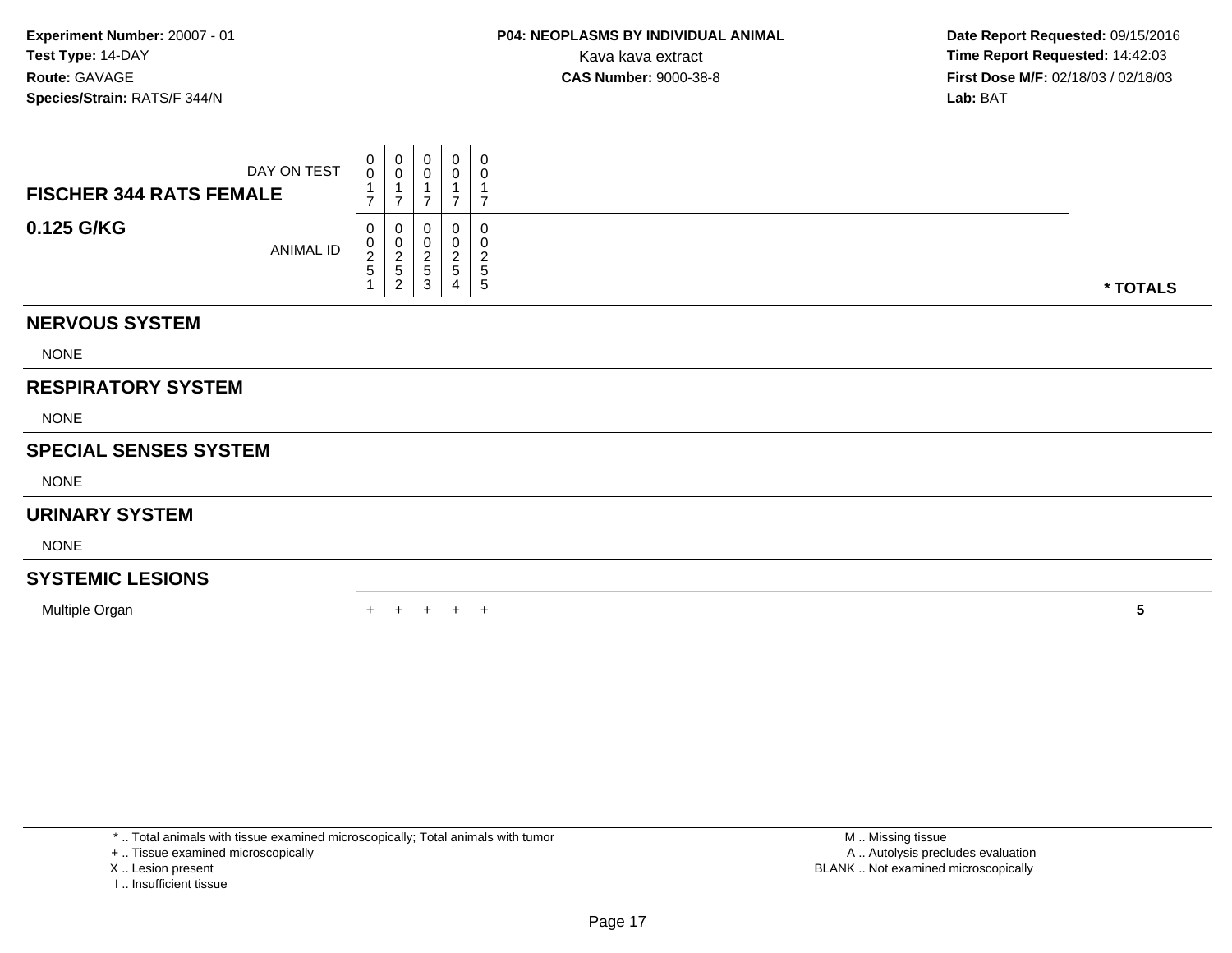**Experiment Number:** 20007 - 01
**Test Type:** 14-DAY
**Route:** GAVAGE
**Species/Strain:** RATS/F 344/N

**P04: NEOPLASMS BY INDIVIDUAL ANIMAL**
Kava kava extract
**CAS Number:** 9000-38-8

**Date Report Requested:** 09/15/2016
**Time Report Requested:** 14:42:03
**First Dose M/F:** 02/18/03 / 02/18/03
**Lab:** BAT

| **FISCHER 344 RATS FEMALE** DAY ON TEST | 0017 | 0017 | 0017 | 0017 | 0017 | |
|---|---|---|---|---|---|---|
| **0.125 G/KG** ANIMAL ID | 00251 | 00252 | 00253 | 00254 | 00255 | **\* TOTALS** |
| **NERVOUS SYSTEM** | | | | | | |
| NONE | | | | | | |
| **RESPIRATORY SYSTEM** | | | | | | |
| NONE | | | | | | |
| **SPECIAL SENSES SYSTEM** | | | | | | |
| NONE | | | | | | |
| **URINARY SYSTEM** | | | | | | |
| NONE | | | | | | |
| **SYSTEMIC LESIONS** | | | | | | |
| Multiple Organ | + | + | + | + | + | **5** |

\* .. Total animals with tissue examined microscopically; Total animals with tumor
\+ .. Tissue examined microscopically
X .. Lesion present
I .. Insufficient tissue

M .. Missing tissue
A .. Autolysis precludes evaluation
BLANK .. Not examined microscopically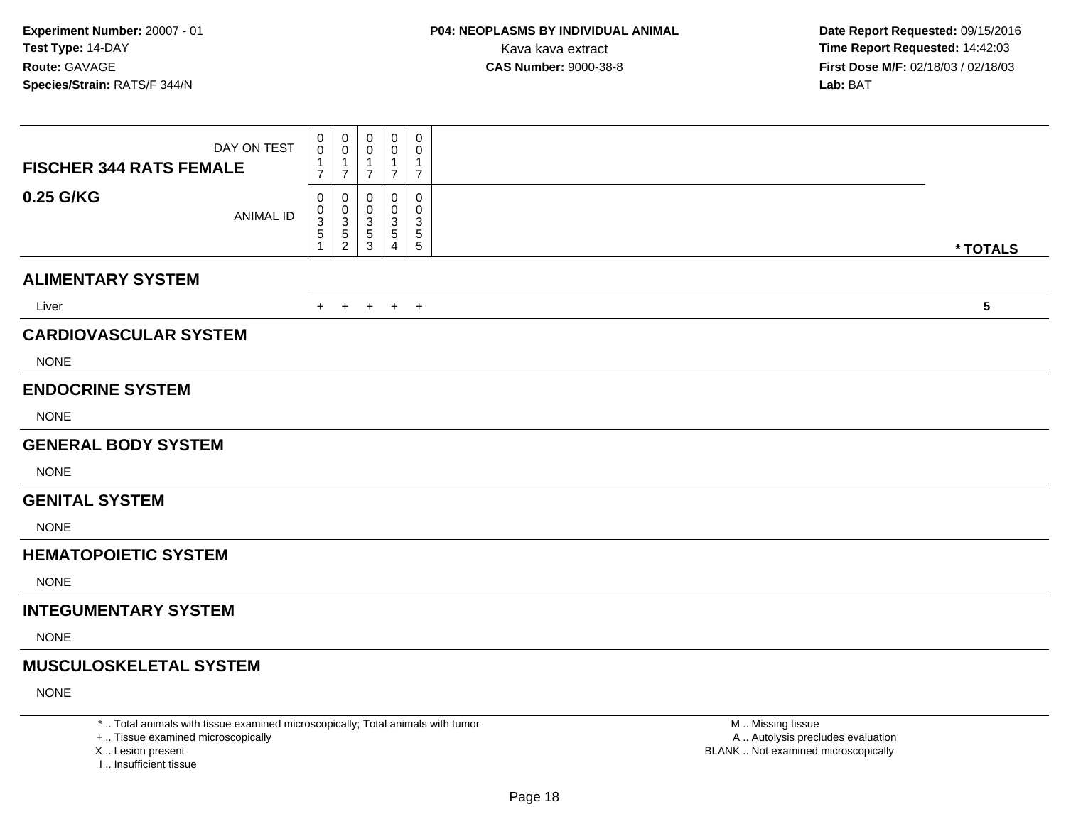**Experiment Number:** 20007 - 01
**Test Type:** 14-DAY
**Route:** GAVAGE
**Species/Strain:** RATS/F 344/N

**P04: NEOPLASMS BY INDIVIDUAL ANIMAL**
Kava kava extract
**CAS Number:** 9000-38-8

**Date Report Requested:** 09/15/2016
**Time Report Requested:** 14:42:03
**First Dose M/F:** 02/18/03 / 02/18/03
**Lab:** BAT

| FISCHER 344 RATS FEMALE 0.25 G/KG | | | | | | |
|---|---|---|---|---|---|---|
| DAY ON TEST | 0017 | 0017 | 0017 | 0017 | 0017 | |
| ANIMAL ID | 00351 | 00352 | 00353 | 00354 | 00355 | * TOTALS |
| **ALIMENTARY SYSTEM** | | | | | | |
| Liver | + | + | + | + | + | 5 |
| **CARDIOVASCULAR SYSTEM** | | | | | | |
| NONE | | | | | | |
| **ENDOCRINE SYSTEM** | | | | | | |
| NONE | | | | | | |
| **GENERAL BODY SYSTEM** | | | | | | |
| NONE | | | | | | |
| **GENITAL SYSTEM** | | | | | | |
| NONE | | | | | | |
| **HEMATOPOIETIC SYSTEM** | | | | | | |
| NONE | | | | | | |
| **INTEGUMENTARY SYSTEM** | | | | | | |
| NONE | | | | | | |
| **MUSCULOSKELETAL SYSTEM** | | | | | | |
| NONE | | | | | | |

* .. Total animals with tissue examined microscopically; Total animals with tumor
+ .. Tissue examined microscopically
X .. Lesion present
I .. Insufficient tissue

M .. Missing tissue
A .. Autolysis precludes evaluation
BLANK .. Not examined microscopically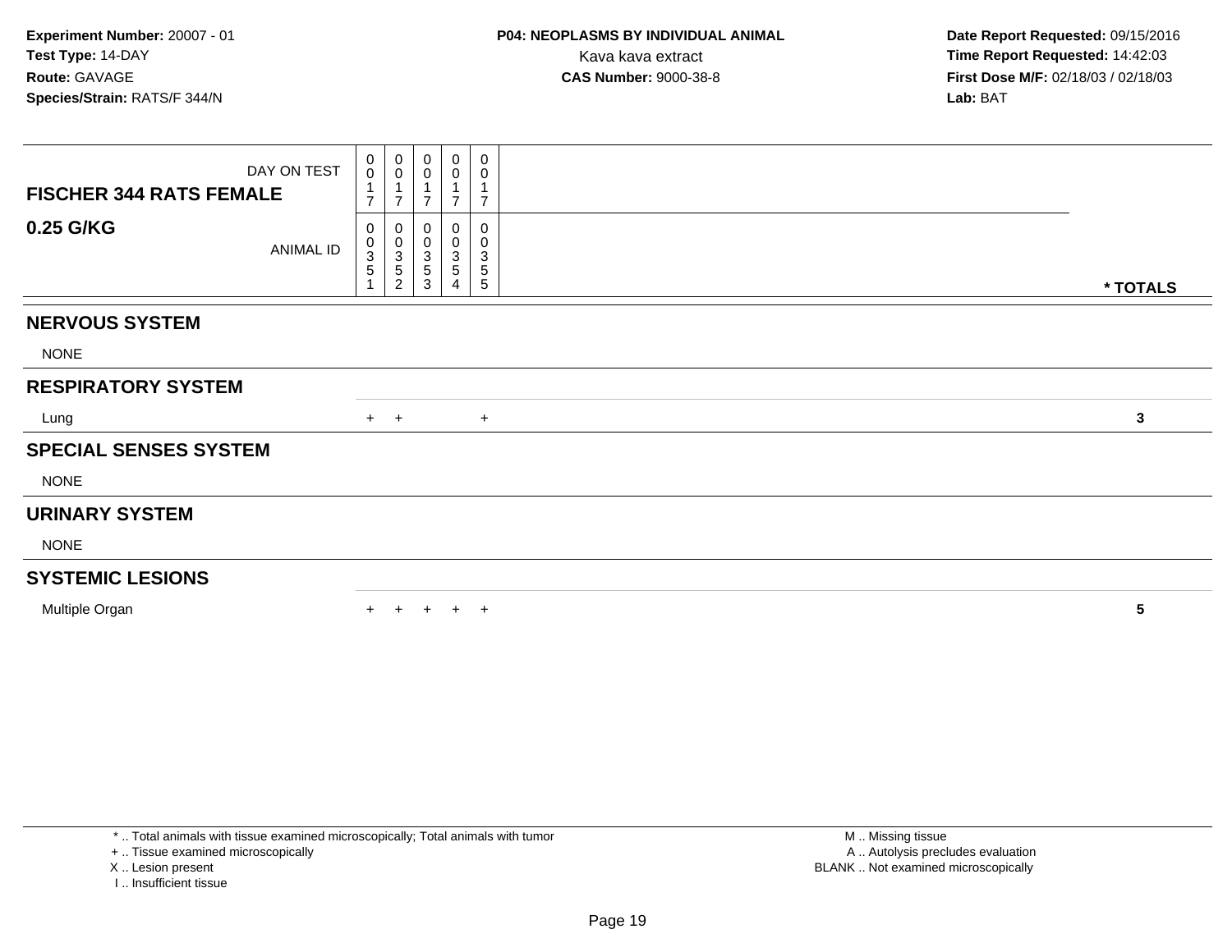Experiment Number: 20007 - 01
Test Type: 14-DAY
Route: GAVAGE
Species/Strain: RATS/F 344/N

**P04: NEOPLASMS BY INDIVIDUAL ANIMAL**
Kava kava extract
**CAS Number:** 9000-38-8

Date Report Requested: 09/15/2016
Time Report Requested: 14:42:03
First Dose M/F: 02/18/03 / 02/18/03
Lab: BAT

| FISCHER 344 RATS FEMALE 0.25 G/KG | | | | | | |
|---|---|---|---|---|---|---|
| DAY ON TEST | 0017 | 0017 | 0017 | 0017 | 0017 | |
| ANIMAL ID | 00351 | 00352 | 00353 | 00354 | 00355 | * TOTALS |
| **NERVOUS SYSTEM** | | | | | | |
| NONE | | | | | | |
| **RESPIRATORY SYSTEM** | | | | | | |
| Lung | + | + | | | + | **3** |
| **SPECIAL SENSES SYSTEM** | | | | | | |
| NONE | | | | | | |
| **URINARY SYSTEM** | | | | | | |
| NONE | | | | | | |
| **SYSTEMIC LESIONS** | | | | | | |
| Multiple Organ | + | + | + | + | + | **5** |

* .. Total animals with tissue examined microscopically; Total animals with tumor
+ .. Tissue examined microscopically
X .. Lesion present
I .. Insufficient tissue

M .. Missing tissue
A .. Autolysis precludes evaluation
BLANK .. Not examined microscopically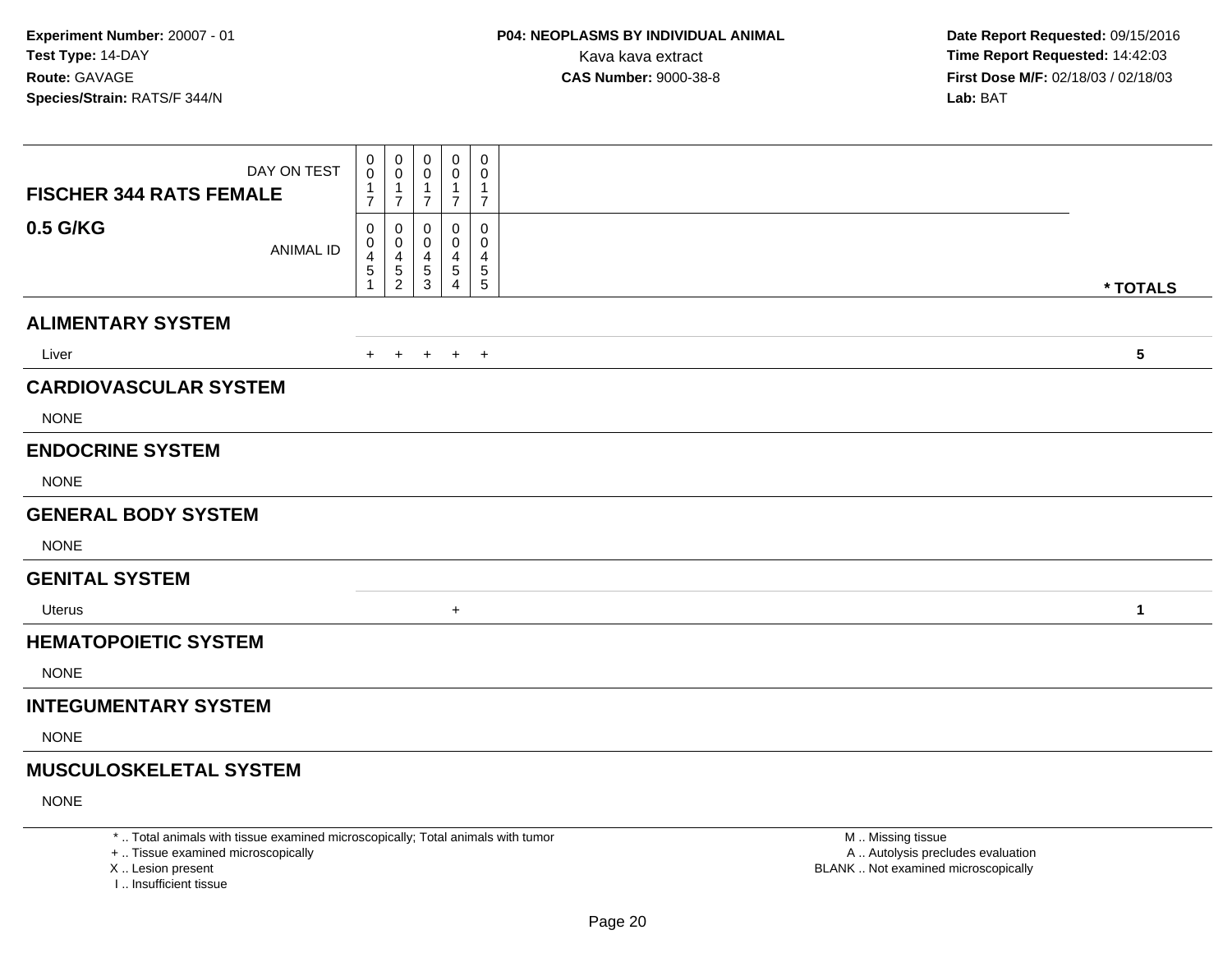**Experiment Number:** 20007 - 01
**Test Type:** 14-DAY
**Route:** GAVAGE
**Species/Strain:** RATS/F 344/N

**P04: NEOPLASMS BY INDIVIDUAL ANIMAL**
Kava kava extract
**CAS Number:** 9000-38-8

**Date Report Requested:** 09/15/2016
**Time Report Requested:** 14:42:03
**First Dose M/F:** 02/18/03 / 02/18/03
**Lab:** BAT

| FISCHER 344 RATS FEMALE 0.5 G/KG | | | | | | |
|---|---|---|---|---|---|---|
| DAY ON TEST | 0017 | 0017 | 0017 | 0017 | 0017 | |
| ANIMAL ID | 00451 | 00452 | 00453 | 00454 | 00455 | * TOTALS |
| **ALIMENTARY SYSTEM** | | | | | | |
| Liver | + | + | + | + | + | 5 |
| **CARDIOVASCULAR SYSTEM** | | | | | | |
| NONE | | | | | | |
| **ENDOCRINE SYSTEM** | | | | | | |
| NONE | | | | | | |
| **GENERAL BODY SYSTEM** | | | | | | |
| NONE | | | | | | |
| **GENITAL SYSTEM** | | | | | | |
| Uterus | | | | + | | 1 |
| **HEMATOPOIETIC SYSTEM** | | | | | | |
| NONE | | | | | | |
| **INTEGUMENTARY SYSTEM** | | | | | | |
| NONE | | | | | | |
| **MUSCULOSKELETAL SYSTEM** | | | | | | |
| NONE | | | | | | |

* .. Total animals with tissue examined microscopically; Total animals with tumor
+ .. Tissue examined microscopically
X .. Lesion present
I .. Insufficient tissue

M .. Missing tissue
A .. Autolysis precludes evaluation
BLANK .. Not examined microscopically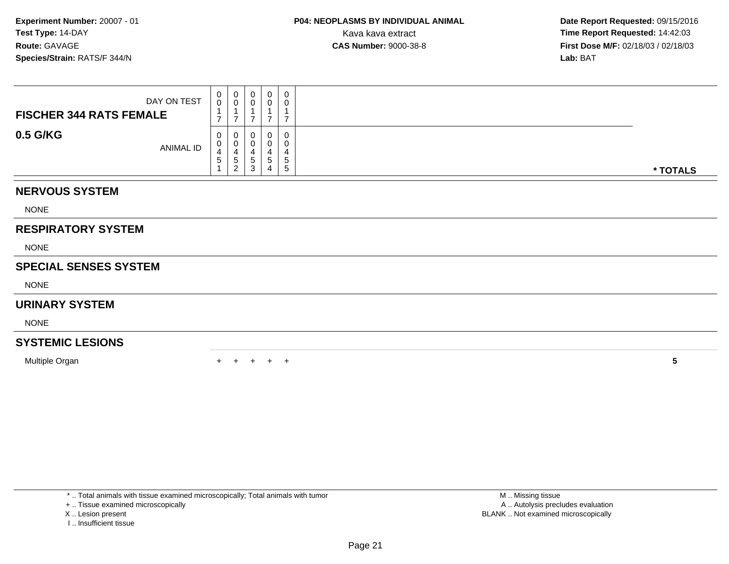**Experiment Number:** 20007 - 01
**Test Type:** 14-DAY
**Route:** GAVAGE
**Species/Strain:** RATS/F 344/N

**P04: NEOPLASMS BY INDIVIDUAL ANIMAL**
Kava kava extract
**CAS Number:** 9000-38-8

**Date Report Requested:** 09/15/2016
**Time Report Requested:** 14:42:03
**First Dose M/F:** 02/18/03 / 02/18/03
**Lab:** BAT

| FISCHER 344 RATS FEMALE<br>0.5 G/KG | | | | | | |
|---|---|---|---|---|---|---|
| DAY ON TEST | 0017 | 0017 | 0017 | 0017 | 0017 | |
| ANIMAL ID | 00451 | 00452 | 00453 | 00454 | 00455 | * TOTALS |
| **NERVOUS SYSTEM** | | | | | | |
| NONE | | | | | | |
| **RESPIRATORY SYSTEM** | | | | | | |
| NONE | | | | | | |
| **SPECIAL SENSES SYSTEM** | | | | | | |
| NONE | | | | | | |
| **URINARY SYSTEM** | | | | | | |
| NONE | | | | | | |
| **SYSTEMIC LESIONS** | | | | | | |
| Multiple Organ | + | + | + | + | + | 5 |

* .. Total animals with tissue examined microscopically; Total animals with tumor
+ .. Tissue examined microscopically
X .. Lesion present
I .. Insufficient tissue

M .. Missing tissue
A .. Autolysis precludes evaluation
BLANK .. Not examined microscopically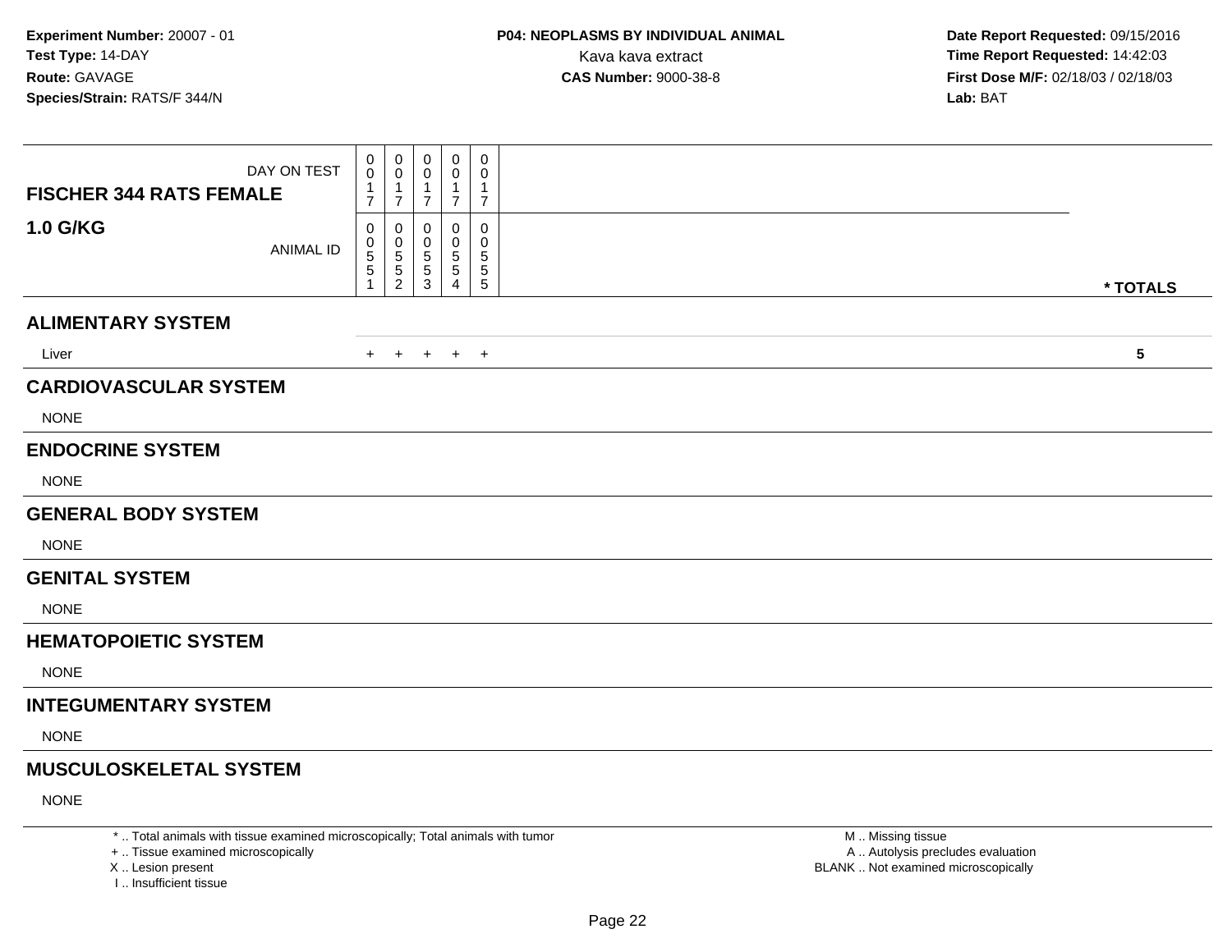**Experiment Number:** 20007 - 01
**Test Type:** 14-DAY
**Route:** GAVAGE
**Species/Strain:** RATS/F 344/N

**P04: NEOPLASMS BY INDIVIDUAL ANIMAL**
Kava kava extract
**CAS Number:** 9000-38-8

**Date Report Requested:** 09/15/2016
**Time Report Requested:** 14:42:03
**First Dose M/F:** 02/18/03 / 02/18/03
**Lab:** BAT

| FISCHER 344 RATS FEMALE — DAY ON TEST | 0017 | 0017 | 0017 | 0017 | 0017 | |
|---|---|---|---|---|---|---|
| **1.0 G/KG** — ANIMAL ID | 00551 | 00552 | 00553 | 00554 | 00555 | *** TOTALS** |
| **ALIMENTARY SYSTEM** | | | | | | |
| Liver | + | + | + | + | + | **5** |
| **CARDIOVASCULAR SYSTEM** | | | | | | |
| NONE | | | | | | |
| **ENDOCRINE SYSTEM** | | | | | | |
| NONE | | | | | | |
| **GENERAL BODY SYSTEM** | | | | | | |
| NONE | | | | | | |
| **GENITAL SYSTEM** | | | | | | |
| NONE | | | | | | |
| **HEMATOPOIETIC SYSTEM** | | | | | | |
| NONE | | | | | | |
| **INTEGUMENTARY SYSTEM** | | | | | | |
| NONE | | | | | | |
| **MUSCULOSKELETAL SYSTEM** | | | | | | |
| NONE | | | | | | |

* .. Total animals with tissue examined microscopically; Total animals with tumor
+ .. Tissue examined microscopically
X .. Lesion present
I .. Insufficient tissue

M .. Missing tissue
A .. Autolysis precludes evaluation
BLANK .. Not examined microscopically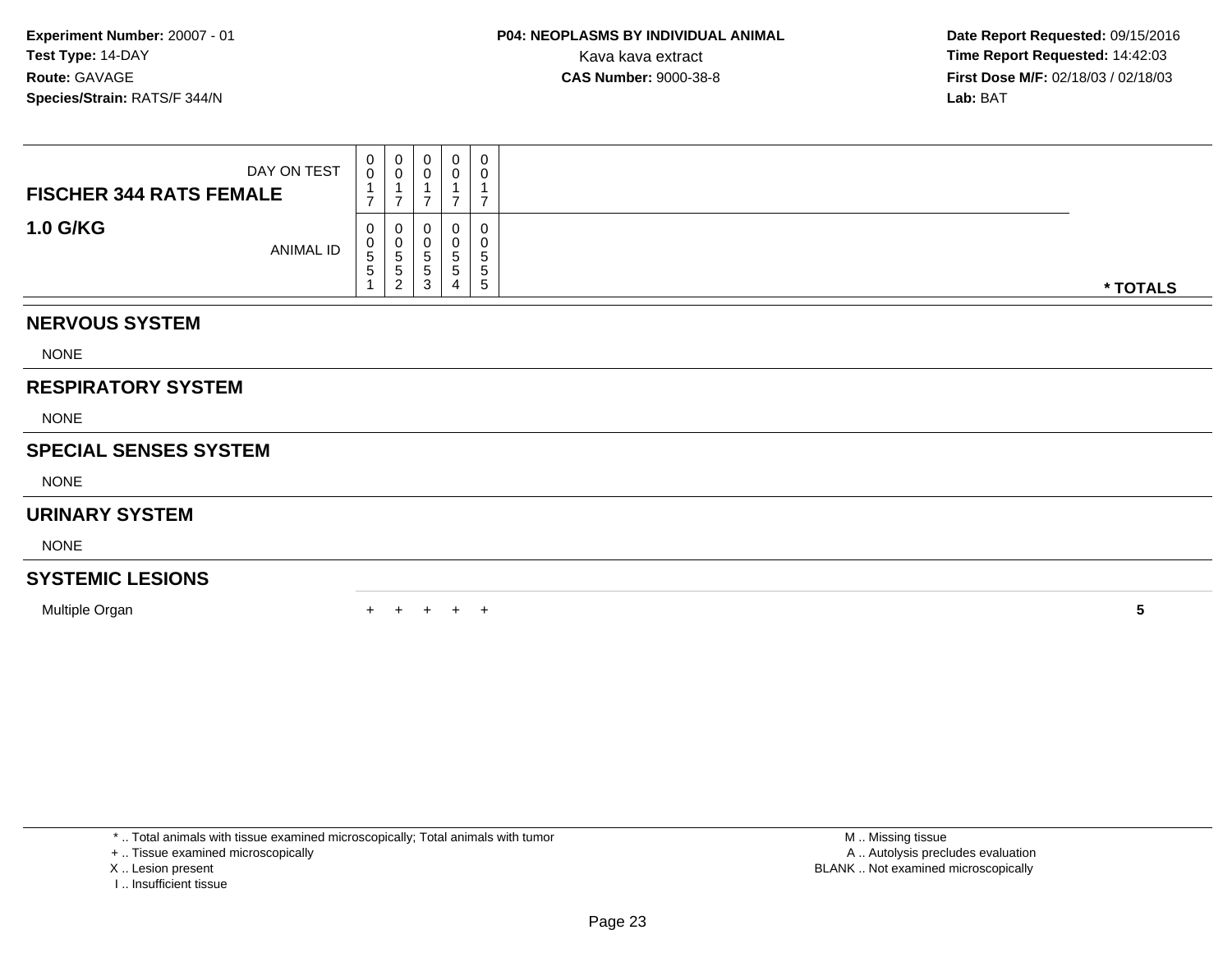**Experiment Number:** 20007 - 01
**Test Type:** 14-DAY
**Route:** GAVAGE
**Species/Strain:** RATS/F 344/N

**P04: NEOPLASMS BY INDIVIDUAL ANIMAL**
Kava kava extract
**CAS Number:** 9000-38-8

**Date Report Requested:** 09/15/2016
**Time Report Requested:** 14:42:03
**First Dose M/F:** 02/18/03 / 02/18/03
**Lab:** BAT

| **FISCHER 344 RATS FEMALE** DAY ON TEST | 0017 | 0017 | 0017 | 0017 | 0017 | |
|---|---|---|---|---|---|---|
| **1.0 G/KG** ANIMAL ID | 00551 | 00552 | 00553 | 00554 | 00555 | *** TOTALS** |
| **NERVOUS SYSTEM** | | | | | | |
| NONE | | | | | | |
| **RESPIRATORY SYSTEM** | | | | | | |
| NONE | | | | | | |
| **SPECIAL SENSES SYSTEM** | | | | | | |
| NONE | | | | | | |
| **URINARY SYSTEM** | | | | | | |
| NONE | | | | | | |
| **SYSTEMIC LESIONS** | | | | | | |
| Multiple Organ | + | + | + | + | + | **5** |

* .. Total animals with tissue examined microscopically; Total animals with tumor
+ .. Tissue examined microscopically
X .. Lesion present
I .. Insufficient tissue

M .. Missing tissue
A .. Autolysis precludes evaluation
BLANK .. Not examined microscopically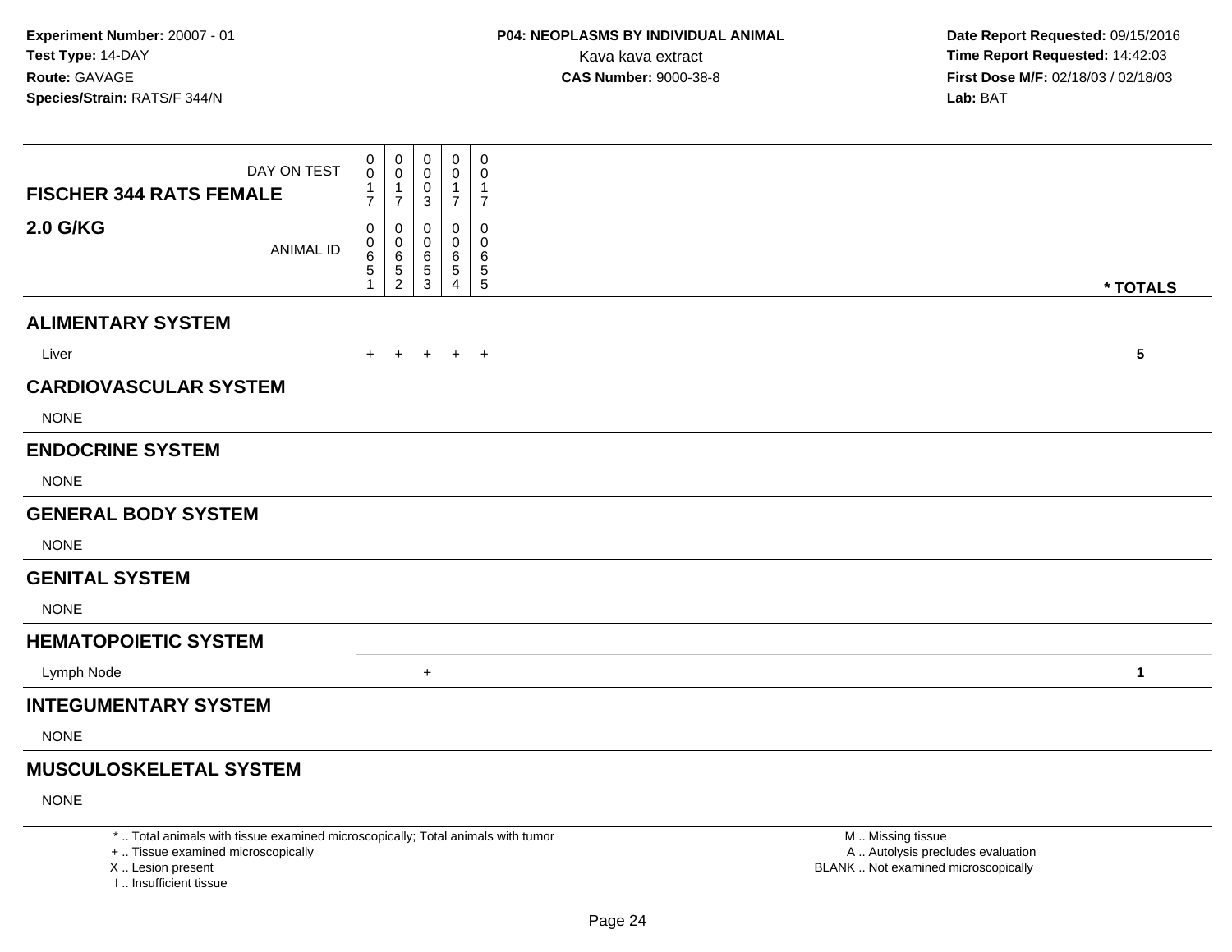**Experiment Number:** 20007 - 01
**Test Type:** 14-DAY
**Route:** GAVAGE
**Species/Strain:** RATS/F 344/N

**P04: NEOPLASMS BY INDIVIDUAL ANIMAL**
Kava kava extract
**CAS Number:** 9000-38-8

**Date Report Requested:** 09/15/2016
**Time Report Requested:** 14:42:03
**First Dose M/F:** 02/18/03 / 02/18/03
**Lab:** BAT

| FISCHER 344 RATS FEMALE 2.0 G/KG | | | | | | |
|---|---|---|---|---|---|---|
| DAY ON TEST | 0017 | 0017 | 0003 | 0017 | 0017 | |
| ANIMAL ID | 00651 | 00652 | 00653 | 00654 | 00655 | * TOTALS |
| **ALIMENTARY SYSTEM** | | | | | | |
| Liver | + | + | + | + | + | 5 |
| **CARDIOVASCULAR SYSTEM** | | | | | | |
| NONE | | | | | | |
| **ENDOCRINE SYSTEM** | | | | | | |
| NONE | | | | | | |
| **GENERAL BODY SYSTEM** | | | | | | |
| NONE | | | | | | |
| **GENITAL SYSTEM** | | | | | | |
| NONE | | | | | | |
| **HEMATOPOIETIC SYSTEM** | | | | | | |
| Lymph Node | | | + | | | 1 |
| **INTEGUMENTARY SYSTEM** | | | | | | |
| NONE | | | | | | |
| **MUSCULOSKELETAL SYSTEM** | | | | | | |
| NONE | | | | | | |

* .. Total animals with tissue examined microscopically; Total animals with tumor
+ .. Tissue examined microscopically
X .. Lesion present
I .. Insufficient tissue

M .. Missing tissue
A .. Autolysis precludes evaluation
BLANK .. Not examined microscopically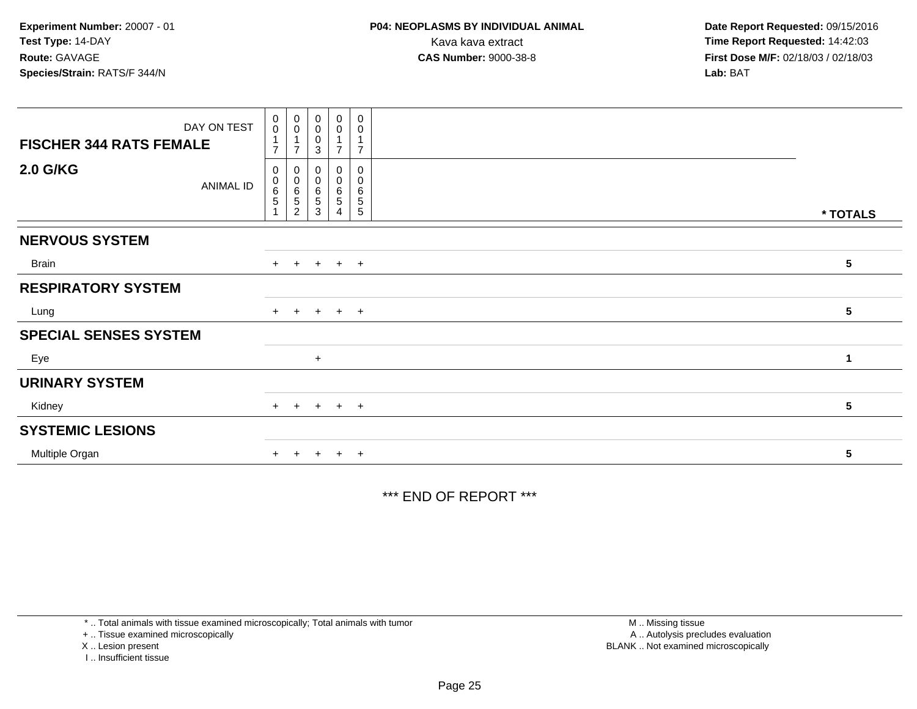**Experiment Number:** 20007 - 01
**Test Type:** 14-DAY
**Route:** GAVAGE
**Species/Strain:** RATS/F 344/N

**P04: NEOPLASMS BY INDIVIDUAL ANIMAL**
Kava kava extract
**CAS Number:** 9000-38-8

**Date Report Requested:** 09/15/2016
**Time Report Requested:** 14:42:03
**First Dose M/F:** 02/18/03 / 02/18/03
**Lab:** BAT

| FISCHER 344 RATS FEMALE 2.0 G/KG | | | | | | |
|---|---|---|---|---|---|---|
| DAY ON TEST | 0017 | 0017 | 0003 | 0017 | 0017 | |
| ANIMAL ID | 00651 | 00652 | 00653 | 00654 | 00655 | * TOTALS |
| **NERVOUS SYSTEM** | | | | | | |
| Brain | + | + | + | + | + | 5 |
| **RESPIRATORY SYSTEM** | | | | | | |
| Lung | + | + | + | + | + | 5 |
| **SPECIAL SENSES SYSTEM** | | | | | | |
| Eye | | | + | | | 1 |
| **URINARY SYSTEM** | | | | | | |
| Kidney | + | + | + | + | + | 5 |
| **SYSTEMIC LESIONS** | | | | | | |
| Multiple Organ | + | + | + | + | + | 5 |

*** END OF REPORT ***

* .. Total animals with tissue examined microscopically; Total animals with tumor
+ .. Tissue examined microscopically
X .. Lesion present
I .. Insufficient tissue

M .. Missing tissue
A .. Autolysis precludes evaluation
BLANK .. Not examined microscopically